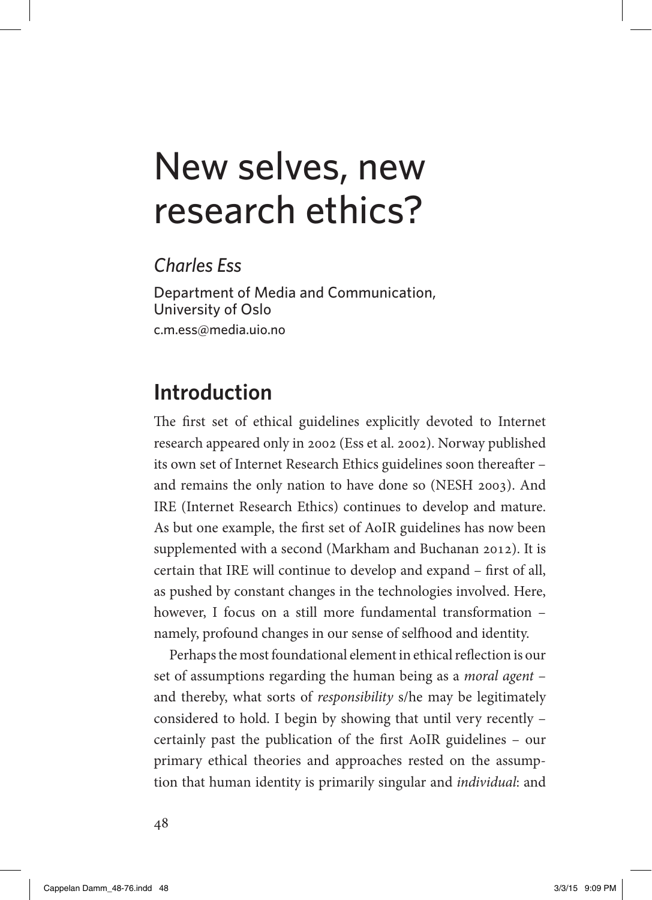# New selves, new research ethics?

*Charles Ess*

Department of Media and Communication,
University of Oslo
c.m.ess@media.uio.no

## Introduction

The first set of ethical guidelines explicitly devoted to Internet research appeared only in 2002 (Ess et al. 2002). Norway published its own set of Internet Research Ethics guidelines soon thereafter – and remains the only nation to have done so (NESH 2003). And IRE (Internet Research Ethics) continues to develop and mature. As but one example, the first set of AoIR guidelines has now been supplemented with a second (Markham and Buchanan 2012). It is certain that IRE will continue to develop and expand – first of all, as pushed by constant changes in the technologies involved. Here, however, I focus on a still more fundamental transformation – namely, profound changes in our sense of selfhood and identity.

Perhaps the most foundational element in ethical reflection is our set of assumptions regarding the human being as a *moral agent* – and thereby, what sorts of *responsibility* s/he may be legitimately considered to hold. I begin by showing that until very recently – certainly past the publication of the first AoIR guidelines – our primary ethical theories and approaches rested on the assumption that human identity is primarily singular and *individual*: and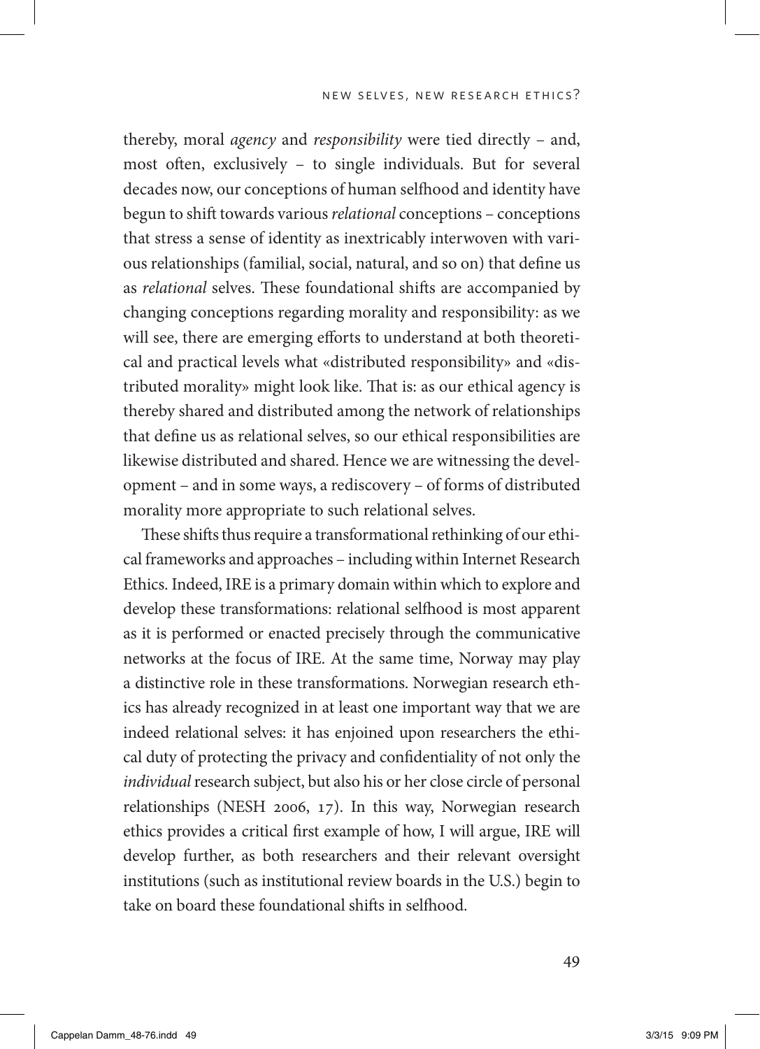thereby, moral *agency* and *responsibility* were tied directly – and, most often, exclusively – to single individuals. But for several decades now, our conceptions of human selfhood and identity have begun to shift towards various *relational* conceptions – conceptions that stress a sense of identity as inextricably interwoven with various relationships (familial, social, natural, and so on) that define us as *relational* selves. These foundational shifts are accompanied by changing conceptions regarding morality and responsibility: as we will see, there are emerging efforts to understand at both theoretical and practical levels what «distributed responsibility» and «distributed morality» might look like. That is: as our ethical agency is thereby shared and distributed among the network of relationships that define us as relational selves, so our ethical responsibilities are likewise distributed and shared. Hence we are witnessing the development – and in some ways, a rediscovery – of forms of distributed morality more appropriate to such relational selves.

These shifts thus require a transformational rethinking of our ethical frameworks and approaches – including within Internet Research Ethics. Indeed, IRE is a primary domain within which to explore and develop these transformations: relational selfhood is most apparent as it is performed or enacted precisely through the communicative networks at the focus of IRE. At the same time, Norway may play a distinctive role in these transformations. Norwegian research ethics has already recognized in at least one important way that we are indeed relational selves: it has enjoined upon researchers the ethical duty of protecting the privacy and confidentiality of not only the *individual* research subject, but also his or her close circle of personal relationships (NESH 2006, 17). In this way, Norwegian research ethics provides a critical first example of how, I will argue, IRE will develop further, as both researchers and their relevant oversight institutions (such as institutional review boards in the U.S.) begin to take on board these foundational shifts in selfhood.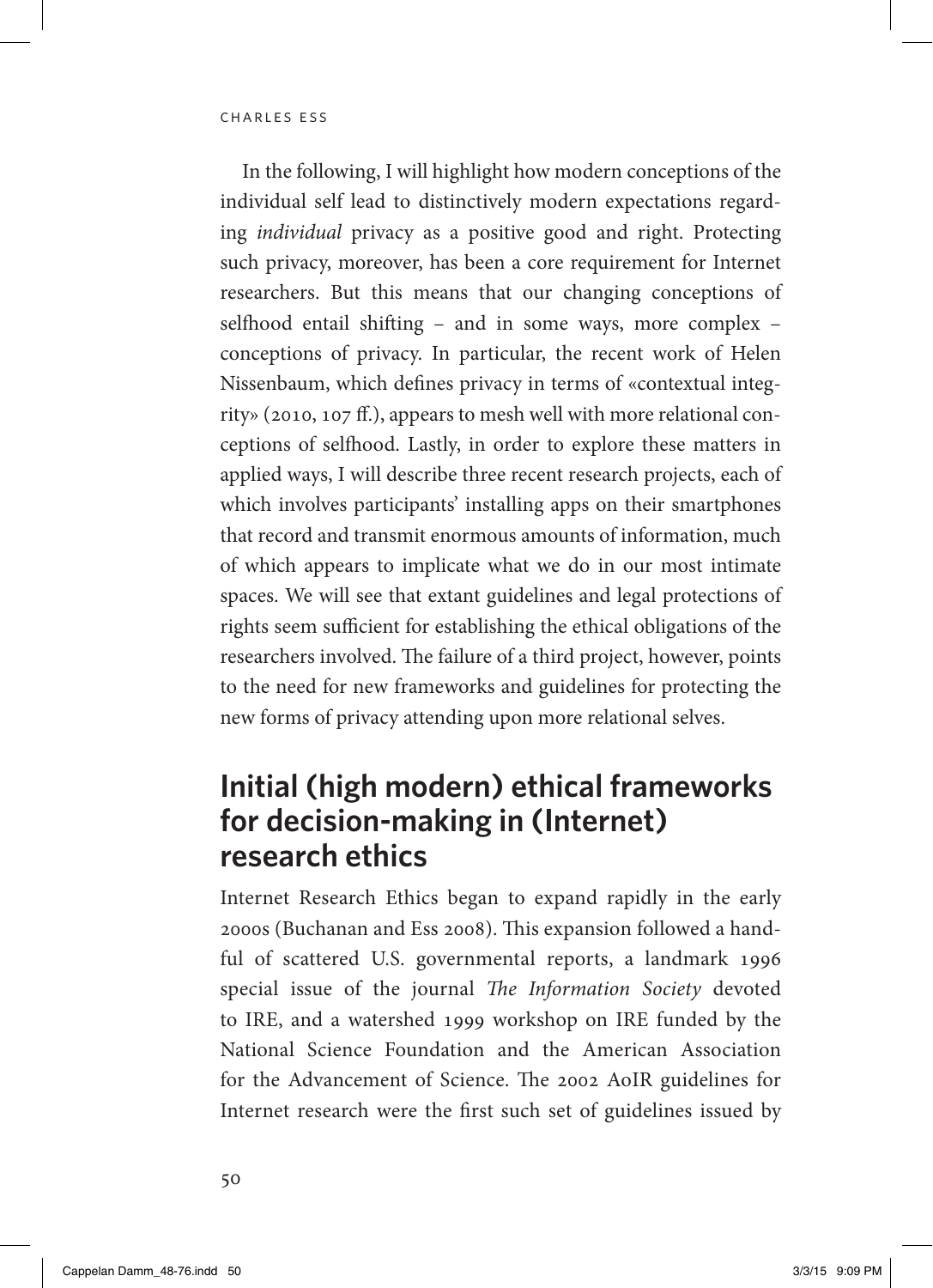In the following, I will highlight how modern conceptions of the individual self lead to distinctively modern expectations regarding *individual* privacy as a positive good and right. Protecting such privacy, moreover, has been a core requirement for Internet researchers. But this means that our changing conceptions of selfhood entail shifting – and in some ways, more complex – conceptions of privacy. In particular, the recent work of Helen Nissenbaum, which defines privacy in terms of «contextual integrity» (2010, 107 ff.), appears to mesh well with more relational conceptions of selfhood. Lastly, in order to explore these matters in applied ways, I will describe three recent research projects, each of which involves participants' installing apps on their smartphones that record and transmit enormous amounts of information, much of which appears to implicate what we do in our most intimate spaces. We will see that extant guidelines and legal protections of rights seem sufficient for establishing the ethical obligations of the researchers involved. The failure of a third project, however, points to the need for new frameworks and guidelines for protecting the new forms of privacy attending upon more relational selves.

## Initial (high modern) ethical frameworks for decision-making in (Internet) research ethics

Internet Research Ethics began to expand rapidly in the early 2000s (Buchanan and Ess 2008). This expansion followed a handful of scattered U.S. governmental reports, a landmark 1996 special issue of the journal *The Information Society* devoted to IRE, and a watershed 1999 workshop on IRE funded by the National Science Foundation and the American Association for the Advancement of Science. The 2002 AoIR guidelines for Internet research were the first such set of guidelines issued by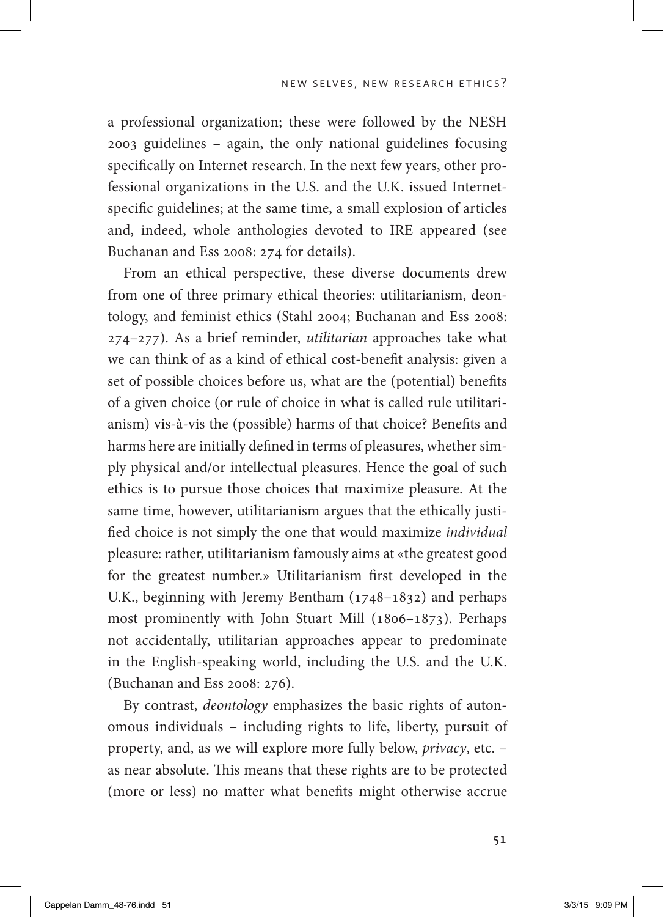a professional organization; these were followed by the NESH 2003 guidelines – again, the only national guidelines focusing specifically on Internet research. In the next few years, other professional organizations in the U.S. and the U.K. issued Internet-specific guidelines; at the same time, a small explosion of articles and, indeed, whole anthologies devoted to IRE appeared (see Buchanan and Ess 2008: 274 for details).

From an ethical perspective, these diverse documents drew from one of three primary ethical theories: utilitarianism, deontology, and feminist ethics (Stahl 2004; Buchanan and Ess 2008: 274–277). As a brief reminder, *utilitarian* approaches take what we can think of as a kind of ethical cost-benefit analysis: given a set of possible choices before us, what are the (potential) benefits of a given choice (or rule of choice in what is called rule utilitarianism) vis-à-vis the (possible) harms of that choice? Benefits and harms here are initially defined in terms of pleasures, whether simply physical and/or intellectual pleasures. Hence the goal of such ethics is to pursue those choices that maximize pleasure. At the same time, however, utilitarianism argues that the ethically justified choice is not simply the one that would maximize *individual* pleasure: rather, utilitarianism famously aims at «the greatest good for the greatest number.» Utilitarianism first developed in the U.K., beginning with Jeremy Bentham (1748–1832) and perhaps most prominently with John Stuart Mill (1806–1873). Perhaps not accidentally, utilitarian approaches appear to predominate in the English-speaking world, including the U.S. and the U.K. (Buchanan and Ess 2008: 276).

By contrast, *deontology* emphasizes the basic rights of autonomous individuals – including rights to life, liberty, pursuit of property, and, as we will explore more fully below, *privacy*, etc. – as near absolute. This means that these rights are to be protected (more or less) no matter what benefits might otherwise accrue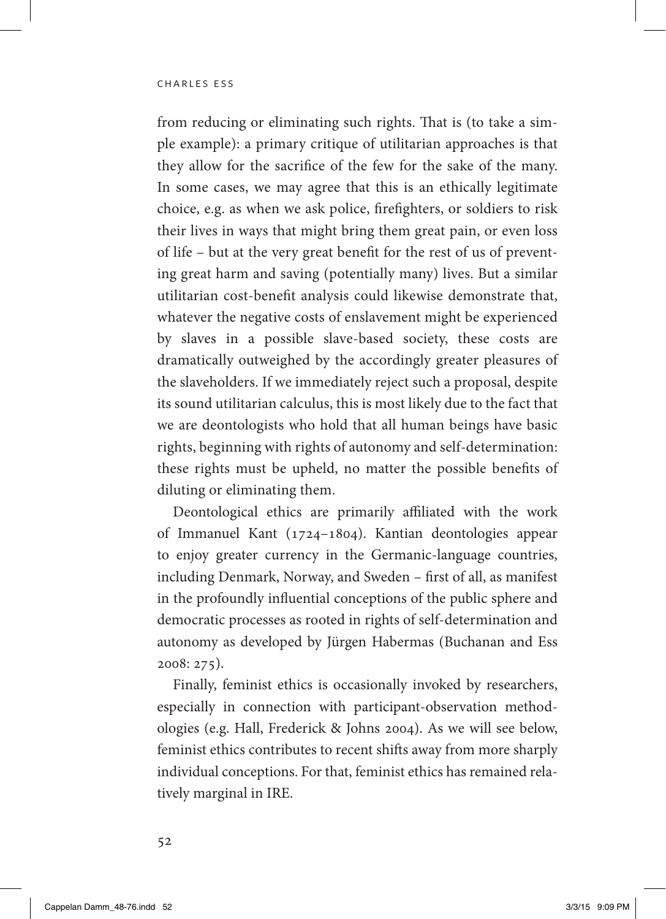from reducing or eliminating such rights. That is (to take a simple example): a primary critique of utilitarian approaches is that they allow for the sacrifice of the few for the sake of the many. In some cases, we may agree that this is an ethically legitimate choice, e.g. as when we ask police, firefighters, or soldiers to risk their lives in ways that might bring them great pain, or even loss of life – but at the very great benefit for the rest of us of preventing great harm and saving (potentially many) lives. But a similar utilitarian cost-benefit analysis could likewise demonstrate that, whatever the negative costs of enslavement might be experienced by slaves in a possible slave-based society, these costs are dramatically outweighed by the accordingly greater pleasures of the slaveholders. If we immediately reject such a proposal, despite its sound utilitarian calculus, this is most likely due to the fact that we are deontologists who hold that all human beings have basic rights, beginning with rights of autonomy and self-determination: these rights must be upheld, no matter the possible benefits of diluting or eliminating them.

Deontological ethics are primarily affiliated with the work of Immanuel Kant (1724–1804). Kantian deontologies appear to enjoy greater currency in the Germanic-language countries, including Denmark, Norway, and Sweden – first of all, as manifest in the profoundly influential conceptions of the public sphere and democratic processes as rooted in rights of self-determination and autonomy as developed by Jürgen Habermas (Buchanan and Ess 2008: 275).

Finally, feminist ethics is occasionally invoked by researchers, especially in connection with participant-observation methodologies (e.g. Hall, Frederick & Johns 2004). As we will see below, feminist ethics contributes to recent shifts away from more sharply individual conceptions. For that, feminist ethics has remained relatively marginal in IRE.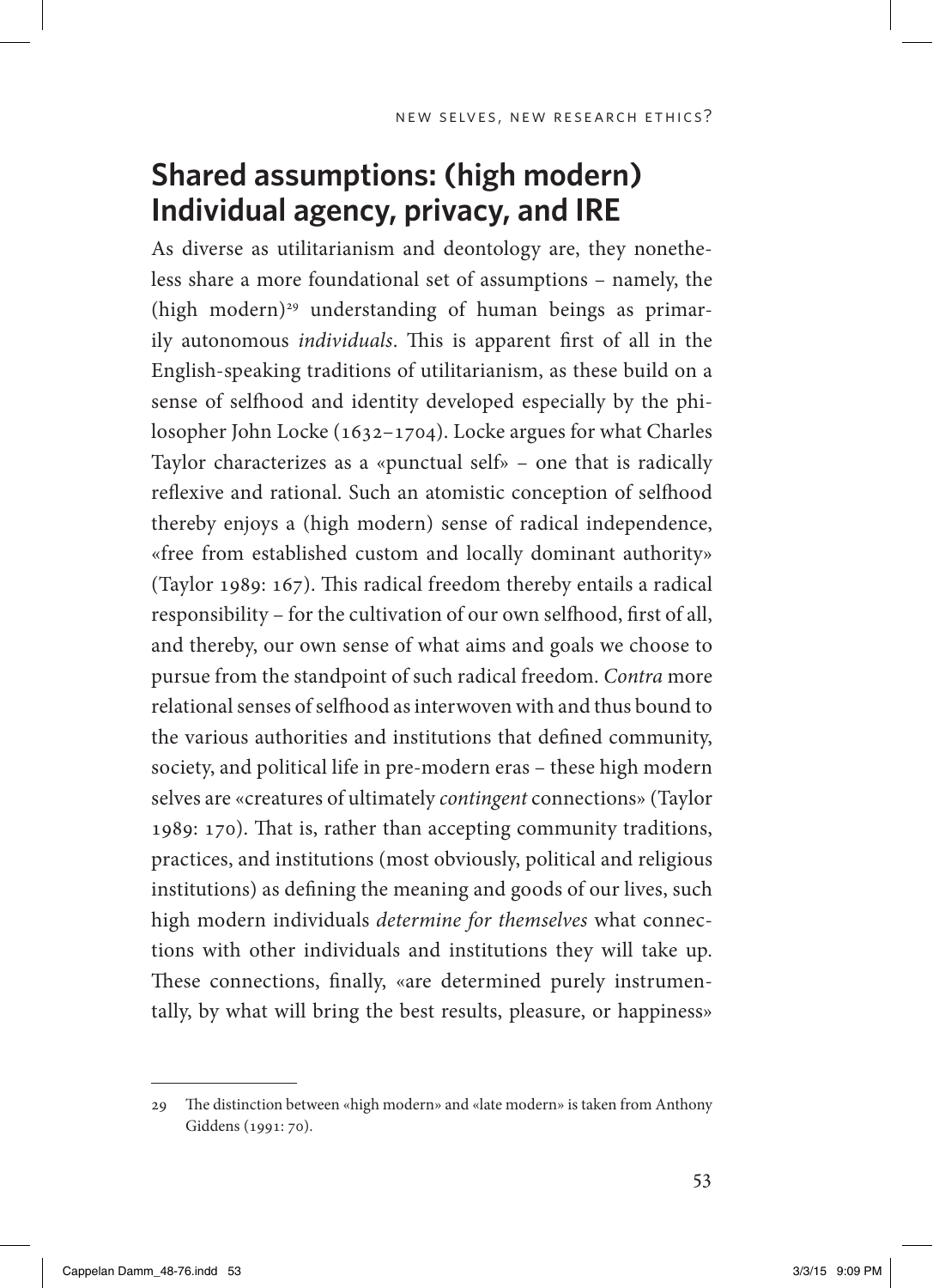## Shared assumptions: (high modern) Individual agency, privacy, and IRE

As diverse as utilitarianism and deontology are, they nonetheless share a more foundational set of assumptions – namely, the (high modern)[29] understanding of human beings as primarily autonomous *individuals*. This is apparent first of all in the English-speaking traditions of utilitarianism, as these build on a sense of selfhood and identity developed especially by the philosopher John Locke (1632–1704). Locke argues for what Charles Taylor characterizes as a «punctual self» – one that is radically reflexive and rational. Such an atomistic conception of selfhood thereby enjoys a (high modern) sense of radical independence, «free from established custom and locally dominant authority» (Taylor 1989: 167). This radical freedom thereby entails a radical responsibility – for the cultivation of our own selfhood, first of all, and thereby, our own sense of what aims and goals we choose to pursue from the standpoint of such radical freedom. *Contra* more relational senses of selfhood as interwoven with and thus bound to the various authorities and institutions that defined community, society, and political life in pre-modern eras – these high modern selves are «creatures of ultimately *contingent* connections» (Taylor 1989: 170). That is, rather than accepting community traditions, practices, and institutions (most obviously, political and religious institutions) as defining the meaning and goods of our lives, such high modern individuals *determine for themselves* what connections with other individuals and institutions they will take up. These connections, finally, «are determined purely instrumentally, by what will bring the best results, pleasure, or happiness»

---

29 The distinction between «high modern» and «late modern» is taken from Anthony Giddens (1991: 70).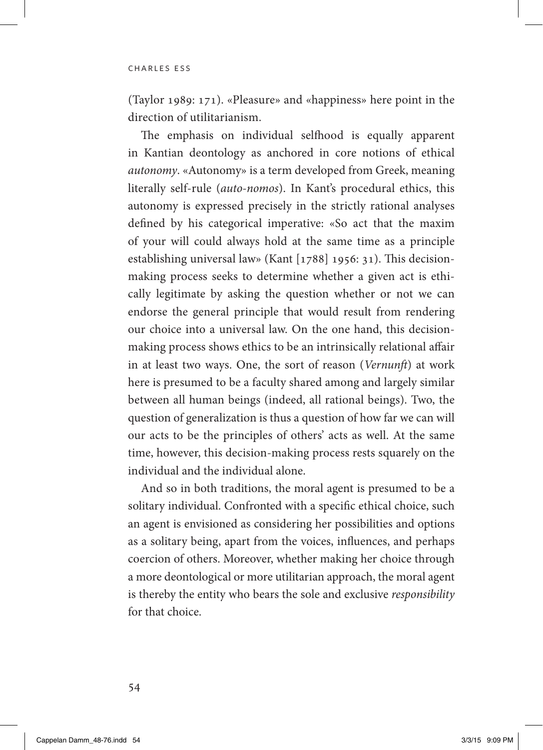(Taylor 1989: 171). «Pleasure» and «happiness» here point in the direction of utilitarianism.

The emphasis on individual selfhood is equally apparent in Kantian deontology as anchored in core notions of ethical *autonomy*. «Autonomy» is a term developed from Greek, meaning literally self-rule (*auto-nomos*). In Kant's procedural ethics, this autonomy is expressed precisely in the strictly rational analyses defined by his categorical imperative: «So act that the maxim of your will could always hold at the same time as a principle establishing universal law» (Kant [1788] 1956: 31). This decision-making process seeks to determine whether a given act is ethically legitimate by asking the question whether or not we can endorse the general principle that would result from rendering our choice into a universal law. On the one hand, this decision-making process shows ethics to be an intrinsically relational affair in at least two ways. One, the sort of reason (*Vernunft*) at work here is presumed to be a faculty shared among and largely similar between all human beings (indeed, all rational beings). Two, the question of generalization is thus a question of how far we can will our acts to be the principles of others' acts as well. At the same time, however, this decision-making process rests squarely on the individual and the individual alone.

And so in both traditions, the moral agent is presumed to be a solitary individual. Confronted with a specific ethical choice, such an agent is envisioned as considering her possibilities and options as a solitary being, apart from the voices, influences, and perhaps coercion of others. Moreover, whether making her choice through a more deontological or more utilitarian approach, the moral agent is thereby the entity who bears the sole and exclusive *responsibility* for that choice.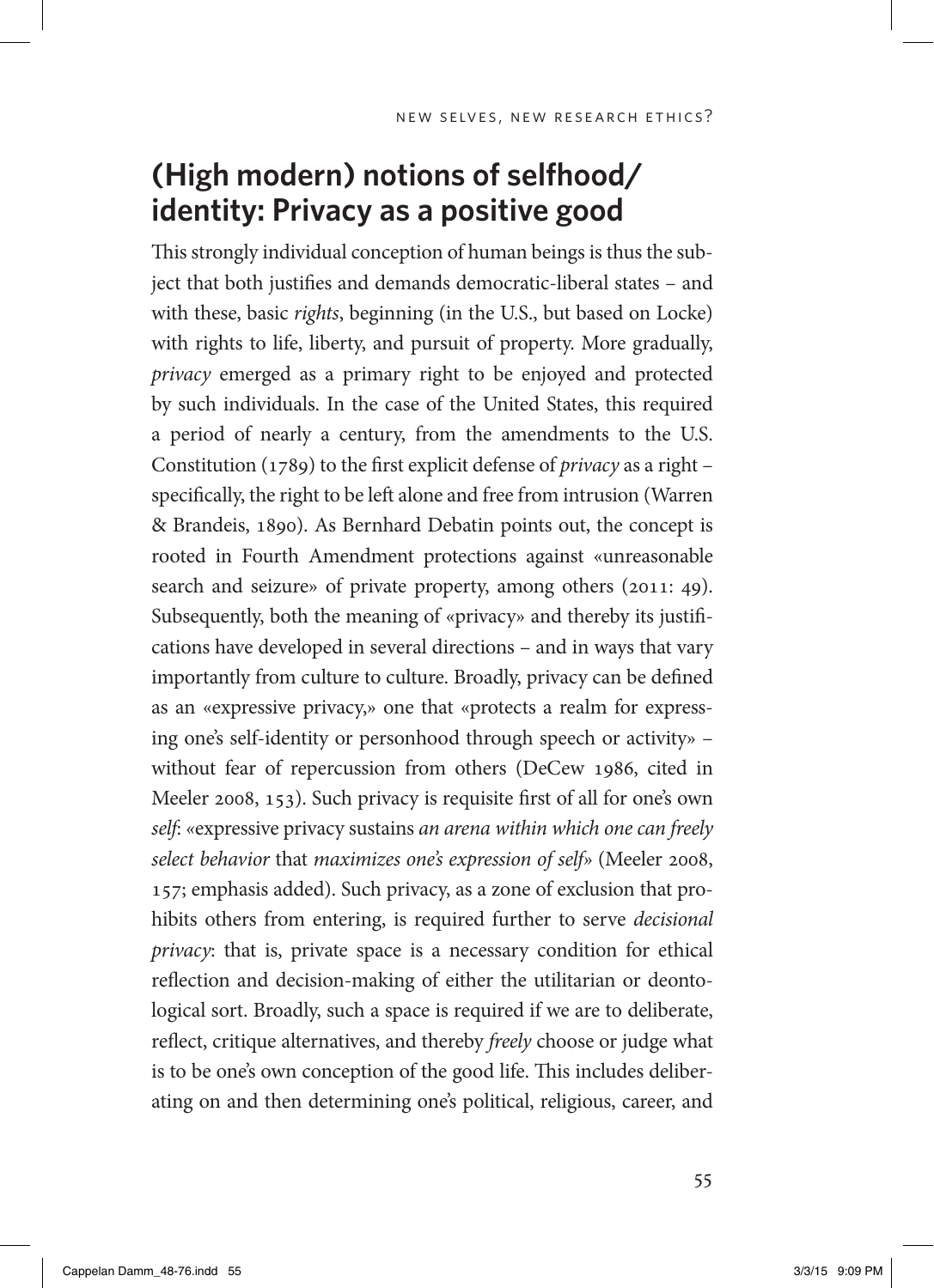## (High modern) notions of selfhood/ identity: Privacy as a positive good

This strongly individual conception of human beings is thus the subject that both justifies and demands democratic-liberal states – and with these, basic *rights*, beginning (in the U.S., but based on Locke) with rights to life, liberty, and pursuit of property. More gradually, *privacy* emerged as a primary right to be enjoyed and protected by such individuals. In the case of the United States, this required a period of nearly a century, from the amendments to the U.S. Constitution (1789) to the first explicit defense of *privacy* as a right – specifically, the right to be left alone and free from intrusion (Warren & Brandeis, 1890). As Bernhard Debatin points out, the concept is rooted in Fourth Amendment protections against «unreasonable search and seizure» of private property, among others (2011: 49). Subsequently, both the meaning of «privacy» and thereby its justifications have developed in several directions – and in ways that vary importantly from culture to culture. Broadly, privacy can be defined as an «expressive privacy,» one that «protects a realm for expressing one's self-identity or personhood through speech or activity» – without fear of repercussion from others (DeCew 1986, cited in Meeler 2008, 153). Such privacy is requisite first of all for one's own *self*: «expressive privacy sustains *an arena within which one can freely select behavior* that *maximizes one's expression of self*» (Meeler 2008, 157; emphasis added). Such privacy, as a zone of exclusion that prohibits others from entering, is required further to serve *decisional privacy*: that is, private space is a necessary condition for ethical reflection and decision-making of either the utilitarian or deontological sort. Broadly, such a space is required if we are to deliberate, reflect, critique alternatives, and thereby *freely* choose or judge what is to be one's own conception of the good life. This includes deliberating on and then determining one's political, religious, career, and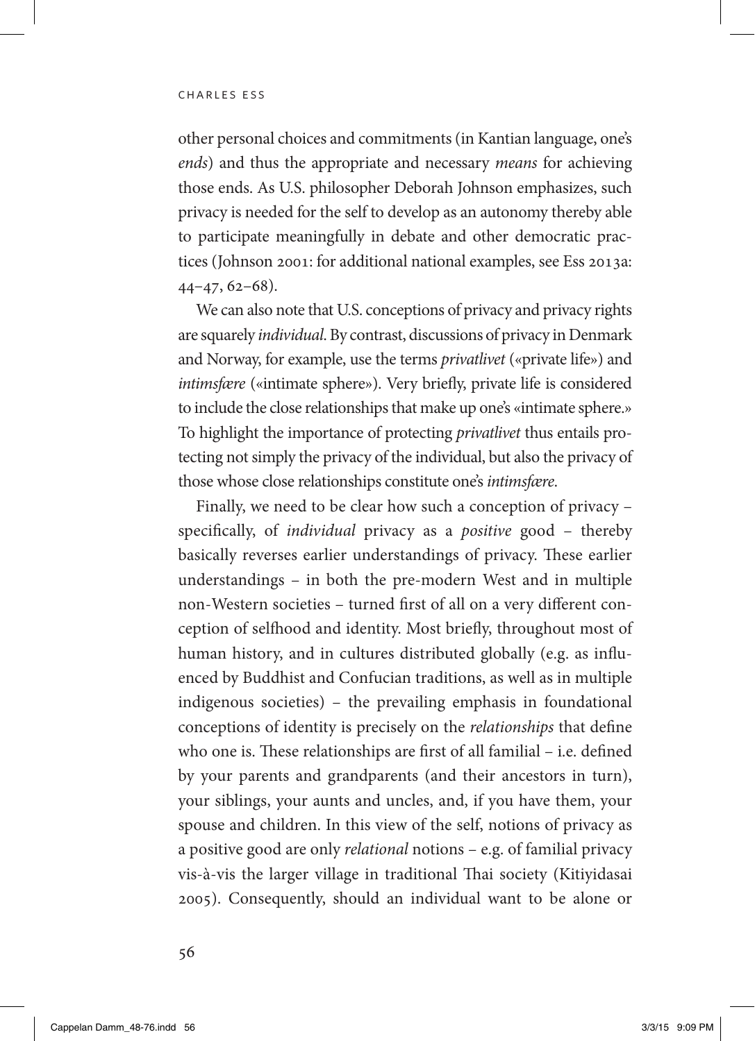other personal choices and commitments (in Kantian language, one's *ends*) and thus the appropriate and necessary *means* for achieving those ends. As U.S. philosopher Deborah Johnson emphasizes, such privacy is needed for the self to develop as an autonomy thereby able to participate meaningfully in debate and other democratic practices (Johnson 2001: for additional national examples, see Ess 2013a: 44–47, 62–68).

We can also note that U.S. conceptions of privacy and privacy rights are squarely *individual*. By contrast, discussions of privacy in Denmark and Norway, for example, use the terms *privatlivet* («private life») and *intimsfære* («intimate sphere»). Very briefly, private life is considered to include the close relationships that make up one's «intimate sphere.» To highlight the importance of protecting *privatlivet* thus entails protecting not simply the privacy of the individual, but also the privacy of those whose close relationships constitute one's *intimsfære*.

Finally, we need to be clear how such a conception of privacy – specifically, of *individual* privacy as a *positive* good – thereby basically reverses earlier understandings of privacy. These earlier understandings – in both the pre-modern West and in multiple non-Western societies – turned first of all on a very different conception of selfhood and identity. Most briefly, throughout most of human history, and in cultures distributed globally (e.g. as influenced by Buddhist and Confucian traditions, as well as in multiple indigenous societies) – the prevailing emphasis in foundational conceptions of identity is precisely on the *relationships* that define who one is. These relationships are first of all familial – i.e. defined by your parents and grandparents (and their ancestors in turn), your siblings, your aunts and uncles, and, if you have them, your spouse and children. In this view of the self, notions of privacy as a positive good are only *relational* notions – e.g. of familial privacy vis-à-vis the larger village in traditional Thai society (Kitiyidasai 2005). Consequently, should an individual want to be alone or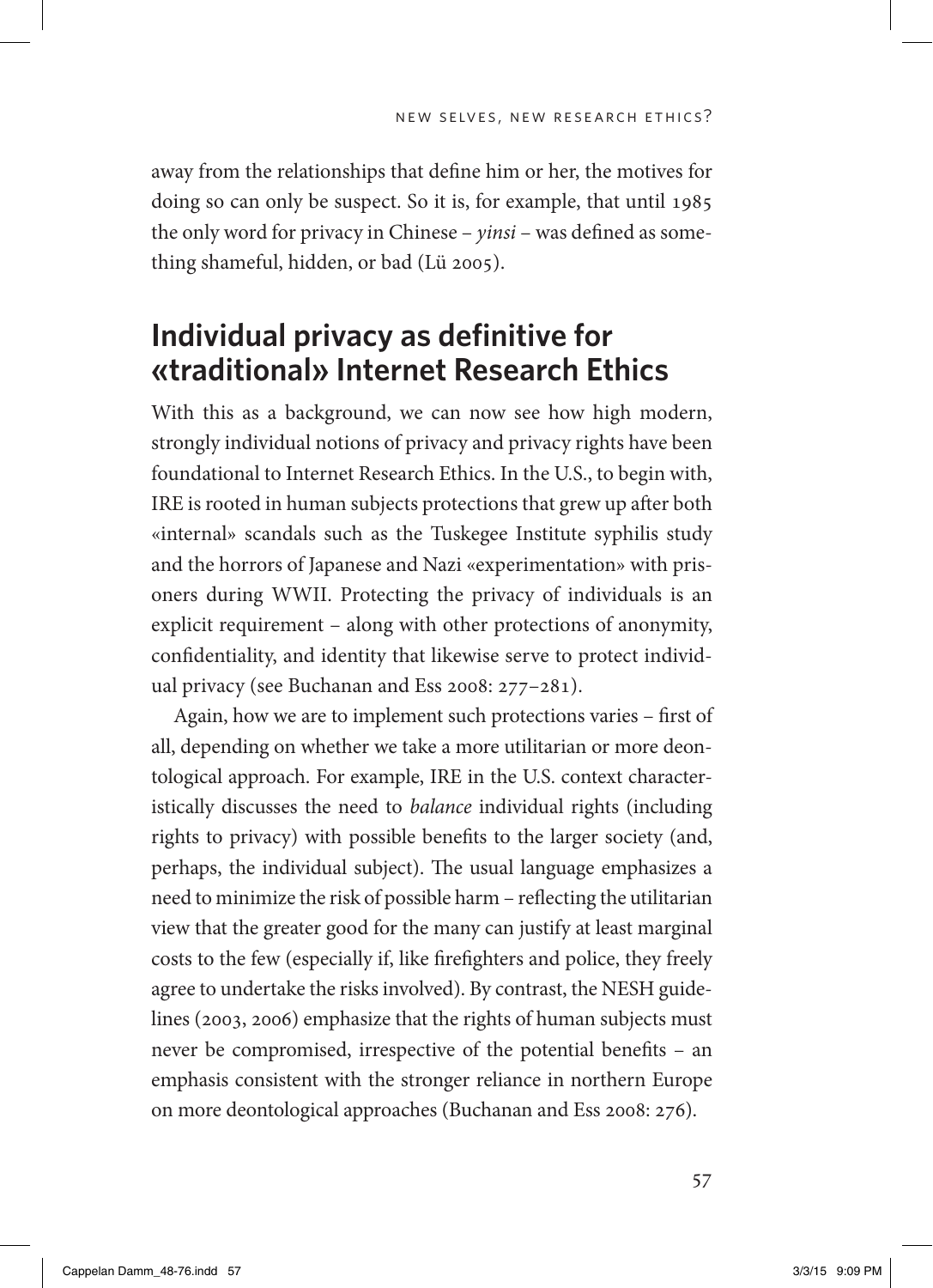away from the relationships that define him or her, the motives for doing so can only be suspect. So it is, for example, that until 1985 the only word for privacy in Chinese – *yinsi* – was defined as something shameful, hidden, or bad (Lü 2005).

## Individual privacy as definitive for «traditional» Internet Research Ethics

With this as a background, we can now see how high modern, strongly individual notions of privacy and privacy rights have been foundational to Internet Research Ethics. In the U.S., to begin with, IRE is rooted in human subjects protections that grew up after both «internal» scandals such as the Tuskegee Institute syphilis study and the horrors of Japanese and Nazi «experimentation» with prisoners during WWII. Protecting the privacy of individuals is an explicit requirement – along with other protections of anonymity, confidentiality, and identity that likewise serve to protect individual privacy (see Buchanan and Ess 2008: 277–281).

Again, how we are to implement such protections varies – first of all, depending on whether we take a more utilitarian or more deontological approach. For example, IRE in the U.S. context characteristically discusses the need to *balance* individual rights (including rights to privacy) with possible benefits to the larger society (and, perhaps, the individual subject). The usual language emphasizes a need to minimize the risk of possible harm – reflecting the utilitarian view that the greater good for the many can justify at least marginal costs to the few (especially if, like firefighters and police, they freely agree to undertake the risks involved). By contrast, the NESH guidelines (2003, 2006) emphasize that the rights of human subjects must never be compromised, irrespective of the potential benefits – an emphasis consistent with the stronger reliance in northern Europe on more deontological approaches (Buchanan and Ess 2008: 276).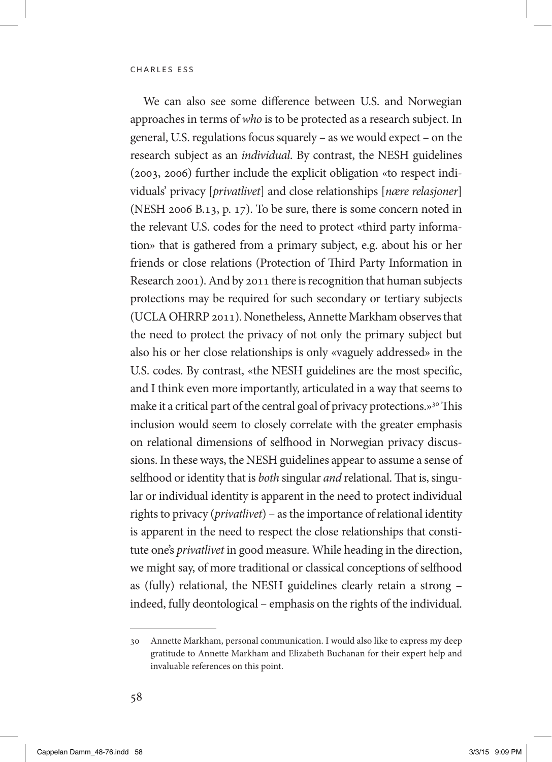We can also see some difference between U.S. and Norwegian approaches in terms of *who* is to be protected as a research subject. In general, U.S. regulations focus squarely – as we would expect – on the research subject as an *individual*. By contrast, the NESH guidelines (2003, 2006) further include the explicit obligation «to respect individuals' privacy [*privatlivet*] and close relationships [*nære relasjoner*] (NESH 2006 B.13, p. 17). To be sure, there is some concern noted in the relevant U.S. codes for the need to protect «third party information» that is gathered from a primary subject, e.g. about his or her friends or close relations (Protection of Third Party Information in Research 2001). And by 2011 there is recognition that human subjects protections may be required for such secondary or tertiary subjects (UCLA OHRRP 2011). Nonetheless, Annette Markham observes that the need to protect the privacy of not only the primary subject but also his or her close relationships is only «vaguely addressed» in the U.S. codes. By contrast, «the NESH guidelines are the most specific, and I think even more importantly, articulated in a way that seems to make it a critical part of the central goal of privacy protections.»[30] This inclusion would seem to closely correlate with the greater emphasis on relational dimensions of selfhood in Norwegian privacy discussions. In these ways, the NESH guidelines appear to assume a sense of selfhood or identity that is *both* singular *and* relational. That is, singular or individual identity is apparent in the need to protect individual rights to privacy (*privatlivet*) – as the importance of relational identity is apparent in the need to respect the close relationships that constitute one's *privatlivet* in good measure. While heading in the direction, we might say, of more traditional or classical conceptions of selfhood as (fully) relational, the NESH guidelines clearly retain a strong – indeed, fully deontological – emphasis on the rights of the individual.

---

30 Annette Markham, personal communication. I would also like to express my deep gratitude to Annette Markham and Elizabeth Buchanan for their expert help and invaluable references on this point.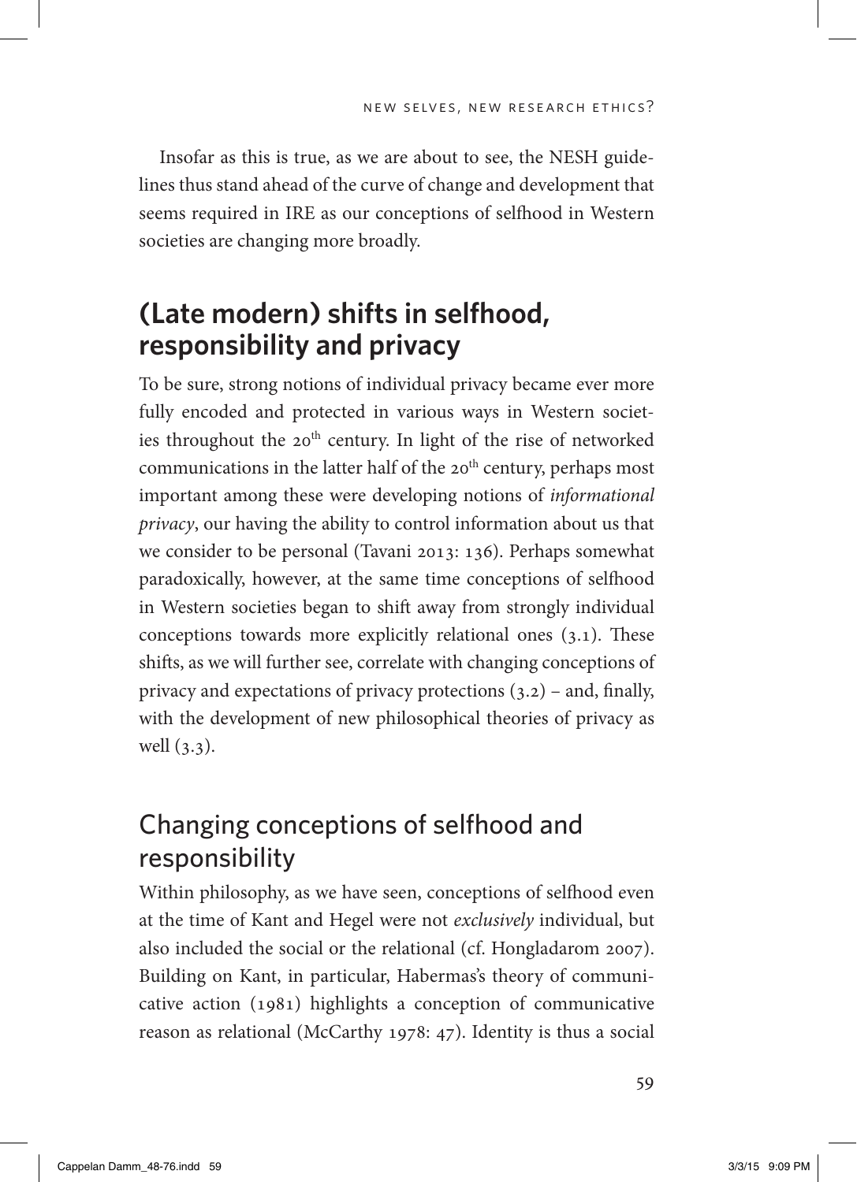Insofar as this is true, as we are about to see, the NESH guidelines thus stand ahead of the curve of change and development that seems required in IRE as our conceptions of selfhood in Western societies are changing more broadly.

## (Late modern) shifts in selfhood, responsibility and privacy

To be sure, strong notions of individual privacy became ever more fully encoded and protected in various ways in Western societies throughout the 20th century. In light of the rise of networked communications in the latter half of the 20th century, perhaps most important among these were developing notions of *informational privacy*, our having the ability to control information about us that we consider to be personal (Tavani 2013: 136). Perhaps somewhat paradoxically, however, at the same time conceptions of selfhood in Western societies began to shift away from strongly individual conceptions towards more explicitly relational ones (3.1). These shifts, as we will further see, correlate with changing conceptions of privacy and expectations of privacy protections (3.2) – and, finally, with the development of new philosophical theories of privacy as well (3.3).

### Changing conceptions of selfhood and responsibility

Within philosophy, as we have seen, conceptions of selfhood even at the time of Kant and Hegel were not *exclusively* individual, but also included the social or the relational (cf. Hongladarom 2007). Building on Kant, in particular, Habermas's theory of communicative action (1981) highlights a conception of communicative reason as relational (McCarthy 1978: 47). Identity is thus a social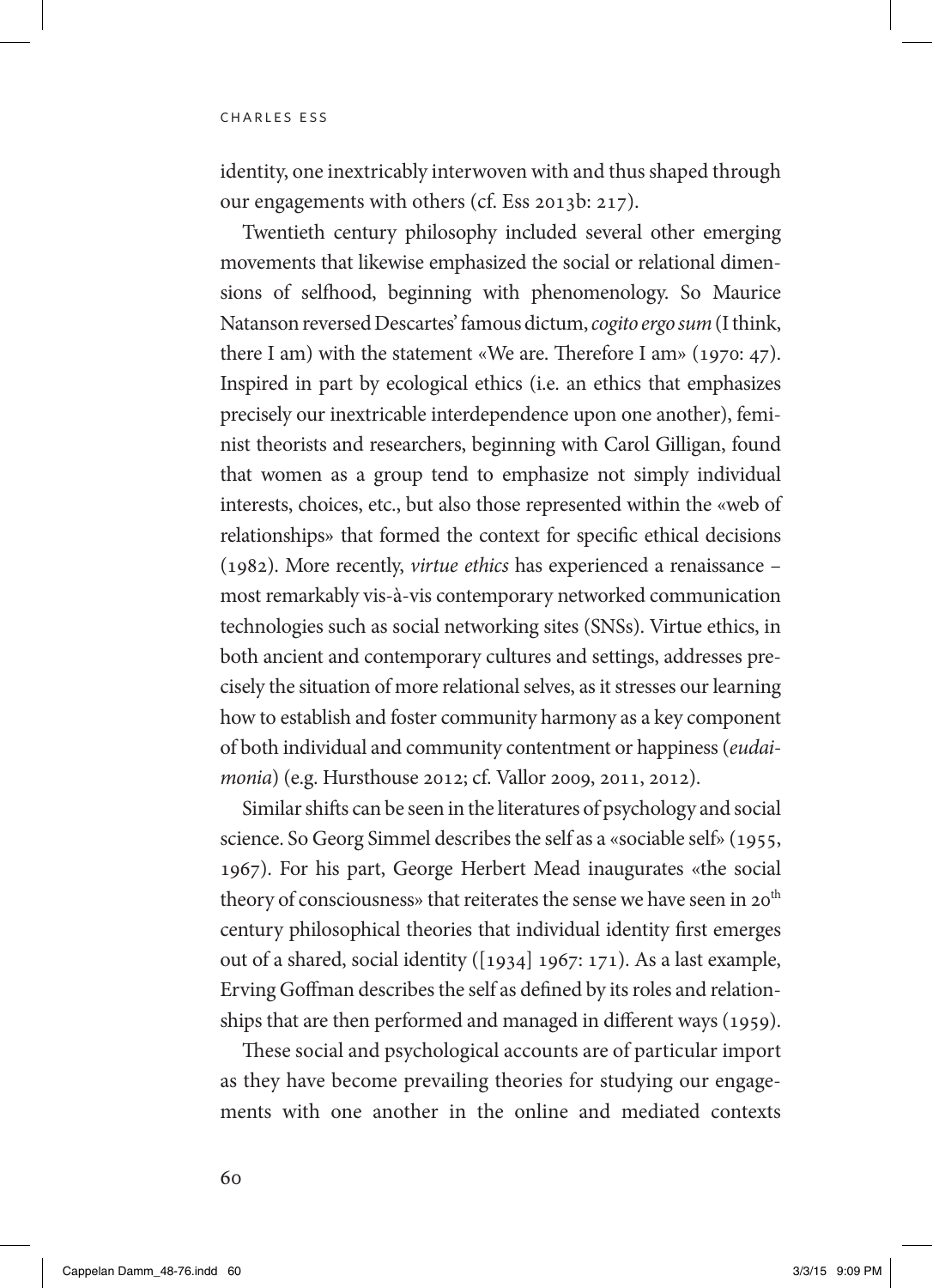identity, one inextricably interwoven with and thus shaped through our engagements with others (cf. Ess 2013b: 217).

Twentieth century philosophy included several other emerging movements that likewise emphasized the social or relational dimensions of selfhood, beginning with phenomenology. So Maurice Natanson reversed Descartes' famous dictum, *cogito ergo sum* (I think, there I am) with the statement «We are. Therefore I am» (1970: 47). Inspired in part by ecological ethics (i.e. an ethics that emphasizes precisely our inextricable interdependence upon one another), feminist theorists and researchers, beginning with Carol Gilligan, found that women as a group tend to emphasize not simply individual interests, choices, etc., but also those represented within the «web of relationships» that formed the context for specific ethical decisions (1982). More recently, *virtue ethics* has experienced a renaissance – most remarkably vis-à-vis contemporary networked communication technologies such as social networking sites (SNSs). Virtue ethics, in both ancient and contemporary cultures and settings, addresses precisely the situation of more relational selves, as it stresses our learning how to establish and foster community harmony as a key component of both individual and community contentment or happiness (*eudaimonia*) (e.g. Hursthouse 2012; cf. Vallor 2009, 2011, 2012).

Similar shifts can be seen in the literatures of psychology and social science. So Georg Simmel describes the self as a «sociable self» (1955, 1967). For his part, George Herbert Mead inaugurates «the social theory of consciousness» that reiterates the sense we have seen in 20th century philosophical theories that individual identity first emerges out of a shared, social identity ([1934] 1967: 171). As a last example, Erving Goffman describes the self as defined by its roles and relationships that are then performed and managed in different ways (1959).

These social and psychological accounts are of particular import as they have become prevailing theories for studying our engagements with one another in the online and mediated contexts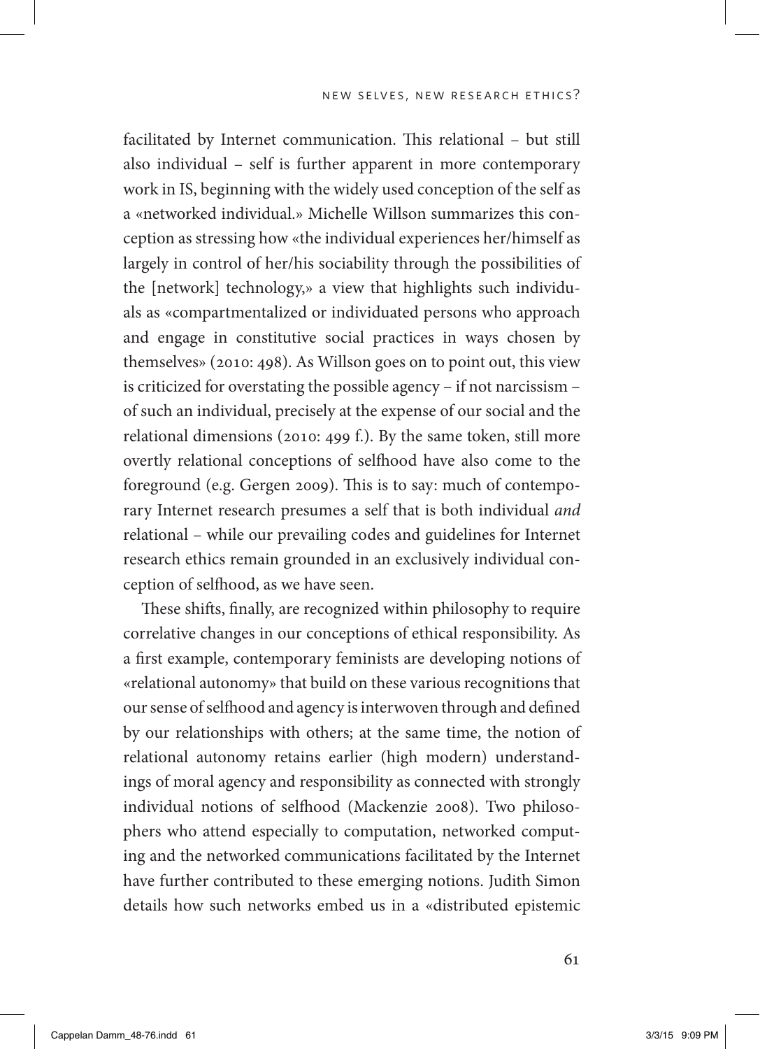facilitated by Internet communication. This relational – but still also individual – self is further apparent in more contemporary work in IS, beginning with the widely used conception of the self as a «networked individual.» Michelle Willson summarizes this conception as stressing how «the individual experiences her/himself as largely in control of her/his sociability through the possibilities of the [network] technology,» a view that highlights such individuals as «compartmentalized or individuated persons who approach and engage in constitutive social practices in ways chosen by themselves» (2010: 498). As Willson goes on to point out, this view is criticized for overstating the possible agency – if not narcissism – of such an individual, precisely at the expense of our social and the relational dimensions (2010: 499 f.). By the same token, still more overtly relational conceptions of selfhood have also come to the foreground (e.g. Gergen 2009). This is to say: much of contemporary Internet research presumes a self that is both individual *and* relational – while our prevailing codes and guidelines for Internet research ethics remain grounded in an exclusively individual conception of selfhood, as we have seen.

These shifts, finally, are recognized within philosophy to require correlative changes in our conceptions of ethical responsibility. As a first example, contemporary feminists are developing notions of «relational autonomy» that build on these various recognitions that our sense of selfhood and agency is interwoven through and defined by our relationships with others; at the same time, the notion of relational autonomy retains earlier (high modern) understandings of moral agency and responsibility as connected with strongly individual notions of selfhood (Mackenzie 2008). Two philosophers who attend especially to computation, networked computing and the networked communications facilitated by the Internet have further contributed to these emerging notions. Judith Simon details how such networks embed us in a «distributed epistemic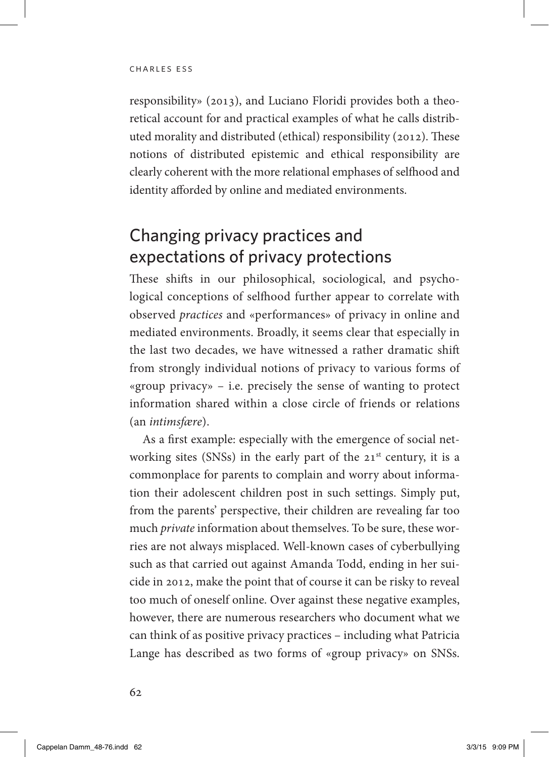responsibility» (2013), and Luciano Floridi provides both a theoretical account for and practical examples of what he calls distributed morality and distributed (ethical) responsibility (2012). These notions of distributed epistemic and ethical responsibility are clearly coherent with the more relational emphases of selfhood and identity afforded by online and mediated environments.

## Changing privacy practices and expectations of privacy protections

These shifts in our philosophical, sociological, and psychological conceptions of selfhood further appear to correlate with observed *practices* and «performances» of privacy in online and mediated environments. Broadly, it seems clear that especially in the last two decades, we have witnessed a rather dramatic shift from strongly individual notions of privacy to various forms of «group privacy» – i.e. precisely the sense of wanting to protect information shared within a close circle of friends or relations (an *intimsfære*).

As a first example: especially with the emergence of social networking sites (SNSs) in the early part of the 21st century, it is a commonplace for parents to complain and worry about information their adolescent children post in such settings. Simply put, from the parents' perspective, their children are revealing far too much *private* information about themselves. To be sure, these worries are not always misplaced. Well-known cases of cyberbullying such as that carried out against Amanda Todd, ending in her suicide in 2012, make the point that of course it can be risky to reveal too much of oneself online. Over against these negative examples, however, there are numerous researchers who document what we can think of as positive privacy practices – including what Patricia Lange has described as two forms of «group privacy» on SNSs.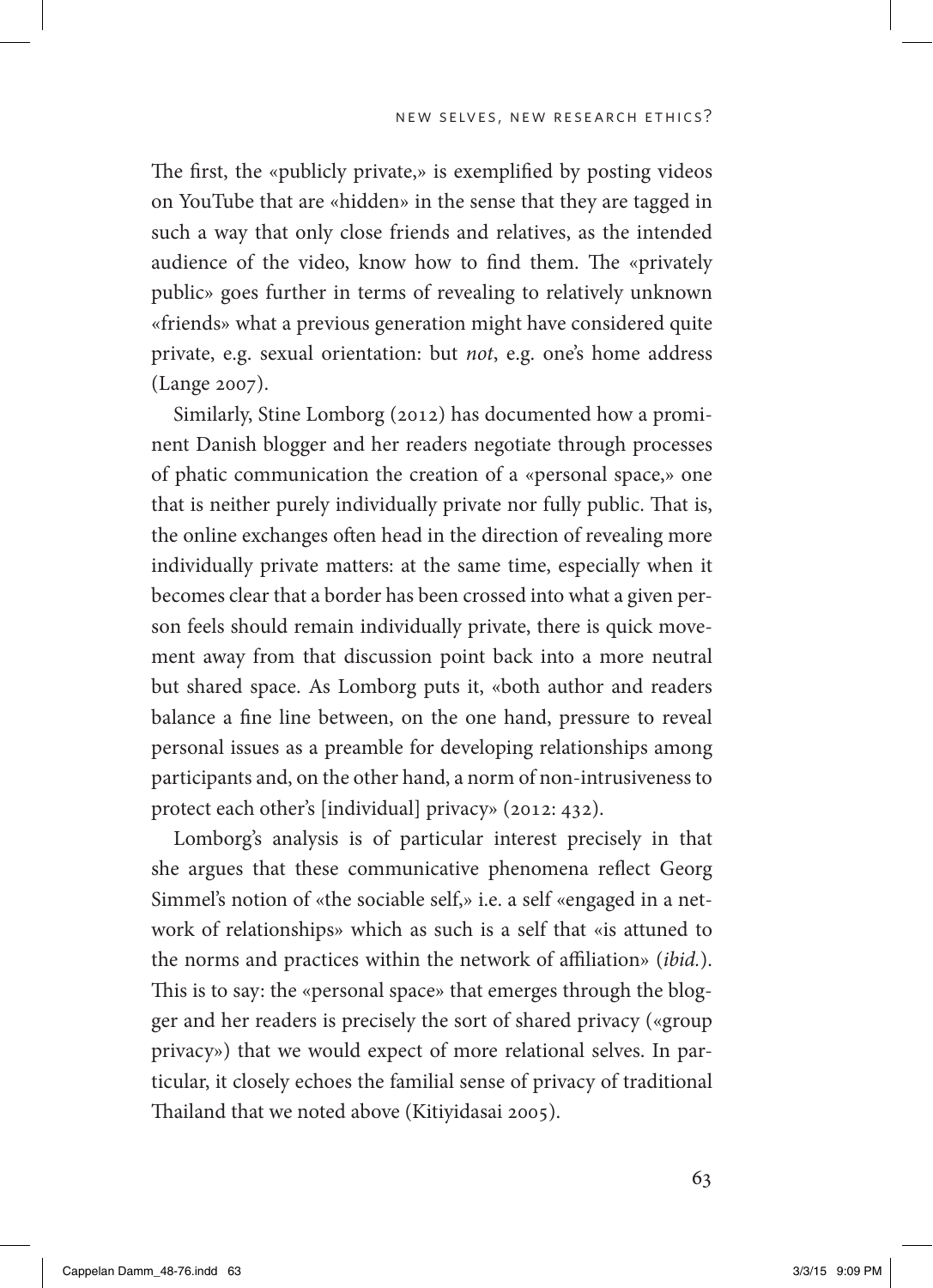The first, the «publicly private,» is exemplified by posting videos on YouTube that are «hidden» in the sense that they are tagged in such a way that only close friends and relatives, as the intended audience of the video, know how to find them. The «privately public» goes further in terms of revealing to relatively unknown «friends» what a previous generation might have considered quite private, e.g. sexual orientation: but *not*, e.g. one's home address (Lange 2007).

Similarly, Stine Lomborg (2012) has documented how a prominent Danish blogger and her readers negotiate through processes of phatic communication the creation of a «personal space,» one that is neither purely individually private nor fully public. That is, the online exchanges often head in the direction of revealing more individually private matters: at the same time, especially when it becomes clear that a border has been crossed into what a given person feels should remain individually private, there is quick movement away from that discussion point back into a more neutral but shared space. As Lomborg puts it, «both author and readers balance a fine line between, on the one hand, pressure to reveal personal issues as a preamble for developing relationships among participants and, on the other hand, a norm of non-intrusiveness to protect each other's [individual] privacy» (2012: 432).

Lomborg's analysis is of particular interest precisely in that she argues that these communicative phenomena reflect Georg Simmel's notion of «the sociable self,» i.e. a self «engaged in a network of relationships» which as such is a self that «is attuned to the norms and practices within the network of affiliation» (*ibid.*). This is to say: the «personal space» that emerges through the blogger and her readers is precisely the sort of shared privacy («group privacy») that we would expect of more relational selves. In particular, it closely echoes the familial sense of privacy of traditional Thailand that we noted above (Kitiyidasai 2005).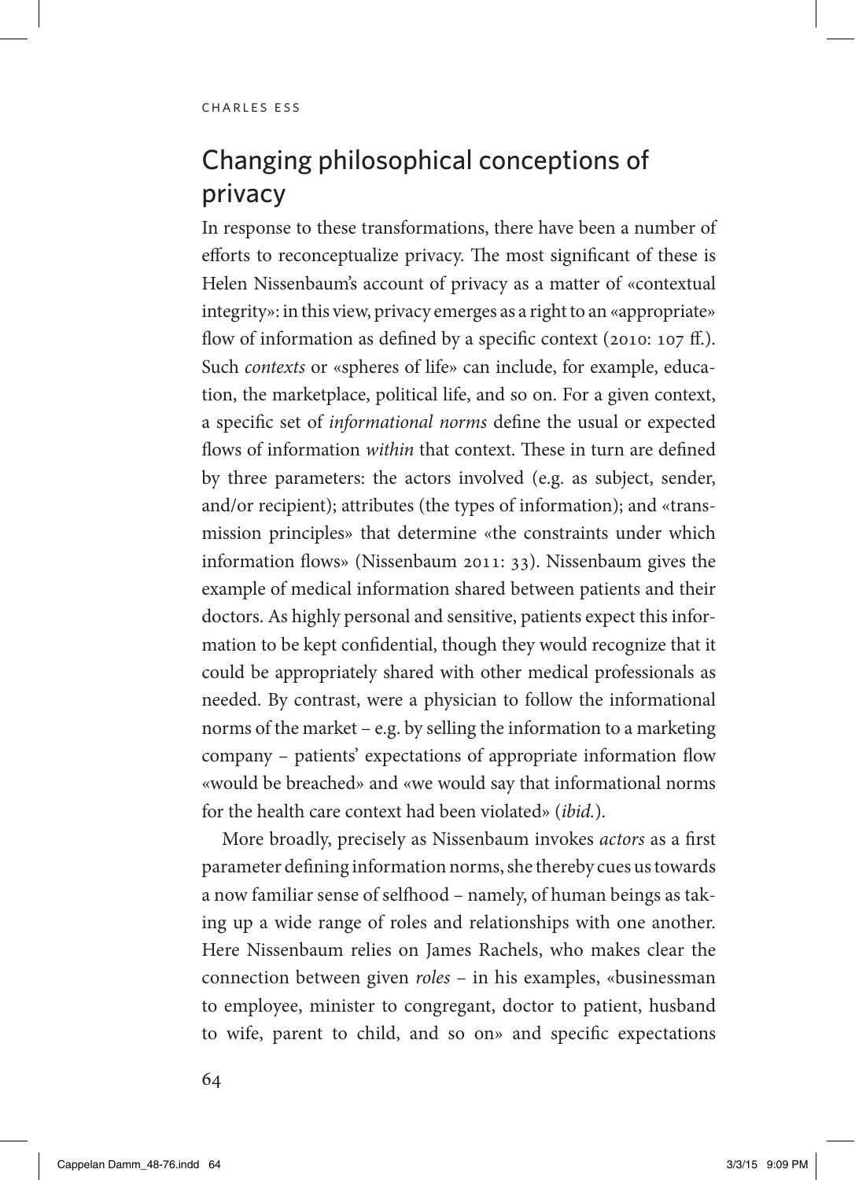## Changing philosophical conceptions of privacy

In response to these transformations, there have been a number of efforts to reconceptualize privacy. The most significant of these is Helen Nissenbaum's account of privacy as a matter of «contextual integrity»: in this view, privacy emerges as a right to an «appropriate» flow of information as defined by a specific context (2010: 107 ff.). Such *contexts* or «spheres of life» can include, for example, education, the marketplace, political life, and so on. For a given context, a specific set of *informational norms* define the usual or expected flows of information *within* that context. These in turn are defined by three parameters: the actors involved (e.g. as subject, sender, and/or recipient); attributes (the types of information); and «transmission principles» that determine «the constraints under which information flows» (Nissenbaum 2011: 33). Nissenbaum gives the example of medical information shared between patients and their doctors. As highly personal and sensitive, patients expect this information to be kept confidential, though they would recognize that it could be appropriately shared with other medical professionals as needed. By contrast, were a physician to follow the informational norms of the market – e.g. by selling the information to a marketing company – patients' expectations of appropriate information flow «would be breached» and «we would say that informational norms for the health care context had been violated» (*ibid.*).

More broadly, precisely as Nissenbaum invokes *actors* as a first parameter defining information norms, she thereby cues us towards a now familiar sense of selfhood – namely, of human beings as taking up a wide range of roles and relationships with one another. Here Nissenbaum relies on James Rachels, who makes clear the connection between given *roles* – in his examples, «businessman to employee, minister to congregant, doctor to patient, husband to wife, parent to child, and so on» and specific expectations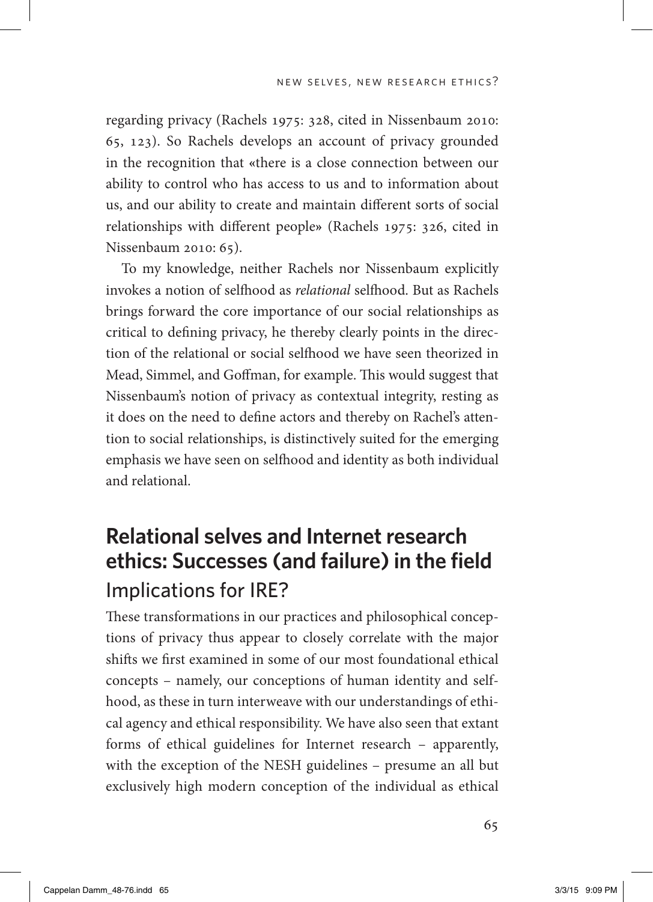regarding privacy (Rachels 1975: 328, cited in Nissenbaum 2010: 65, 123). So Rachels develops an account of privacy grounded in the recognition that «there is a close connection between our ability to control who has access to us and to information about us, and our ability to create and maintain different sorts of social relationships with different people» (Rachels 1975: 326, cited in Nissenbaum 2010: 65).

To my knowledge, neither Rachels nor Nissenbaum explicitly invokes a notion of selfhood as *relational* selfhood. But as Rachels brings forward the core importance of our social relationships as critical to defining privacy, he thereby clearly points in the direction of the relational or social selfhood we have seen theorized in Mead, Simmel, and Goffman, for example. This would suggest that Nissenbaum's notion of privacy as contextual integrity, resting as it does on the need to define actors and thereby on Rachel's attention to social relationships, is distinctively suited for the emerging emphasis we have seen on selfhood and identity as both individual and relational.

## Relational selves and Internet research ethics: Successes (and failure) in the field

### Implications for IRE?

These transformations in our practices and philosophical conceptions of privacy thus appear to closely correlate with the major shifts we first examined in some of our most foundational ethical concepts – namely, our conceptions of human identity and selfhood, as these in turn interweave with our understandings of ethical agency and ethical responsibility. We have also seen that extant forms of ethical guidelines for Internet research – apparently, with the exception of the NESH guidelines – presume an all but exclusively high modern conception of the individual as ethical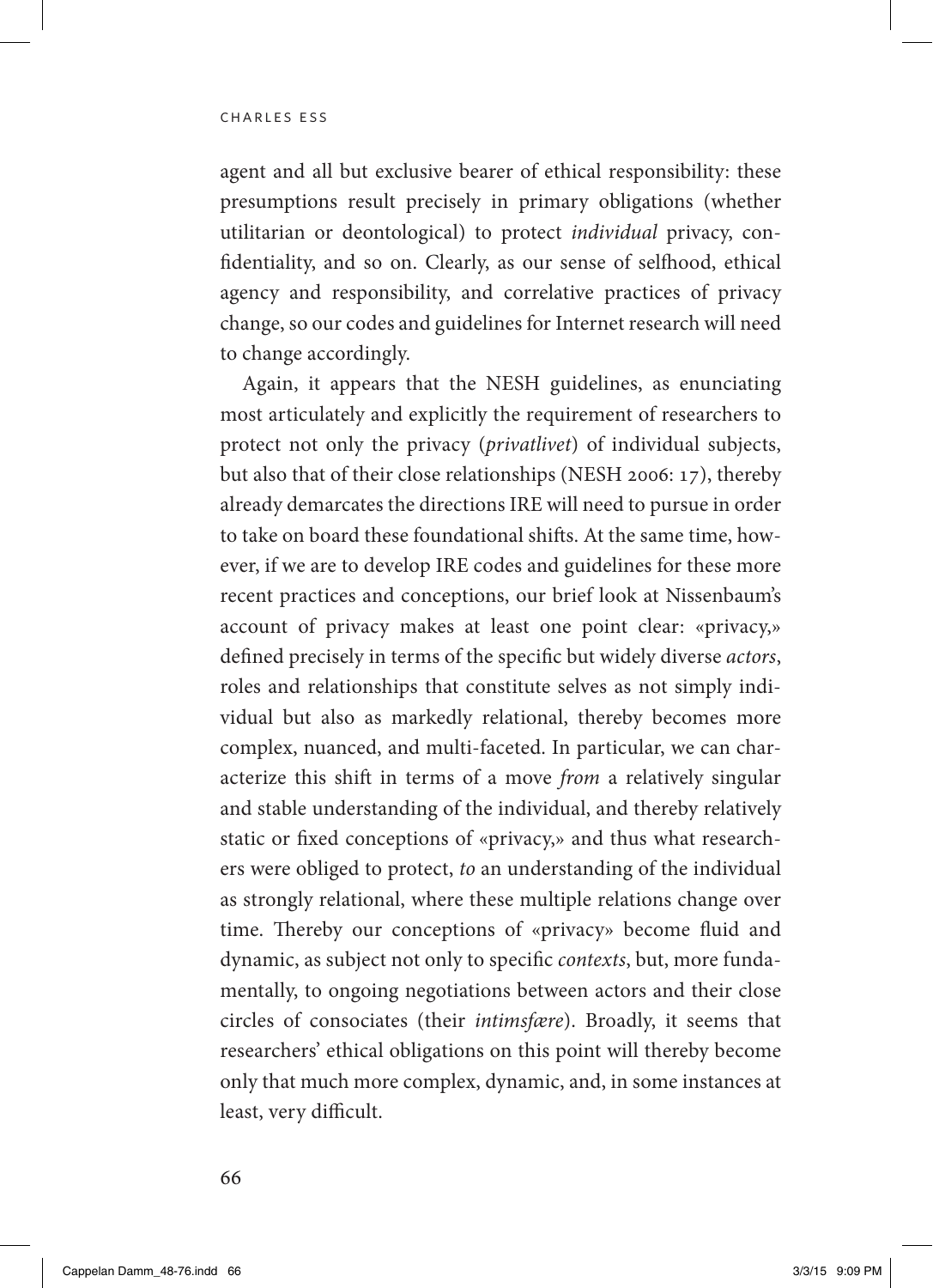agent and all but exclusive bearer of ethical responsibility: these presumptions result precisely in primary obligations (whether utilitarian or deontological) to protect *individual* privacy, confidentiality, and so on. Clearly, as our sense of selfhood, ethical agency and responsibility, and correlative practices of privacy change, so our codes and guidelines for Internet research will need to change accordingly.

Again, it appears that the NESH guidelines, as enunciating most articulately and explicitly the requirement of researchers to protect not only the privacy (*privatlivet*) of individual subjects, but also that of their close relationships (NESH 2006: 17), thereby already demarcates the directions IRE will need to pursue in order to take on board these foundational shifts. At the same time, however, if we are to develop IRE codes and guidelines for these more recent practices and conceptions, our brief look at Nissenbaum's account of privacy makes at least one point clear: «privacy,» defined precisely in terms of the specific but widely diverse *actors*, roles and relationships that constitute selves as not simply individual but also as markedly relational, thereby becomes more complex, nuanced, and multi-faceted. In particular, we can characterize this shift in terms of a move *from* a relatively singular and stable understanding of the individual, and thereby relatively static or fixed conceptions of «privacy,» and thus what researchers were obliged to protect, *to* an understanding of the individual as strongly relational, where these multiple relations change over time. Thereby our conceptions of «privacy» become fluid and dynamic, as subject not only to specific *contexts*, but, more fundamentally, to ongoing negotiations between actors and their close circles of consociates (their *intimsfære*). Broadly, it seems that researchers' ethical obligations on this point will thereby become only that much more complex, dynamic, and, in some instances at least, very difficult.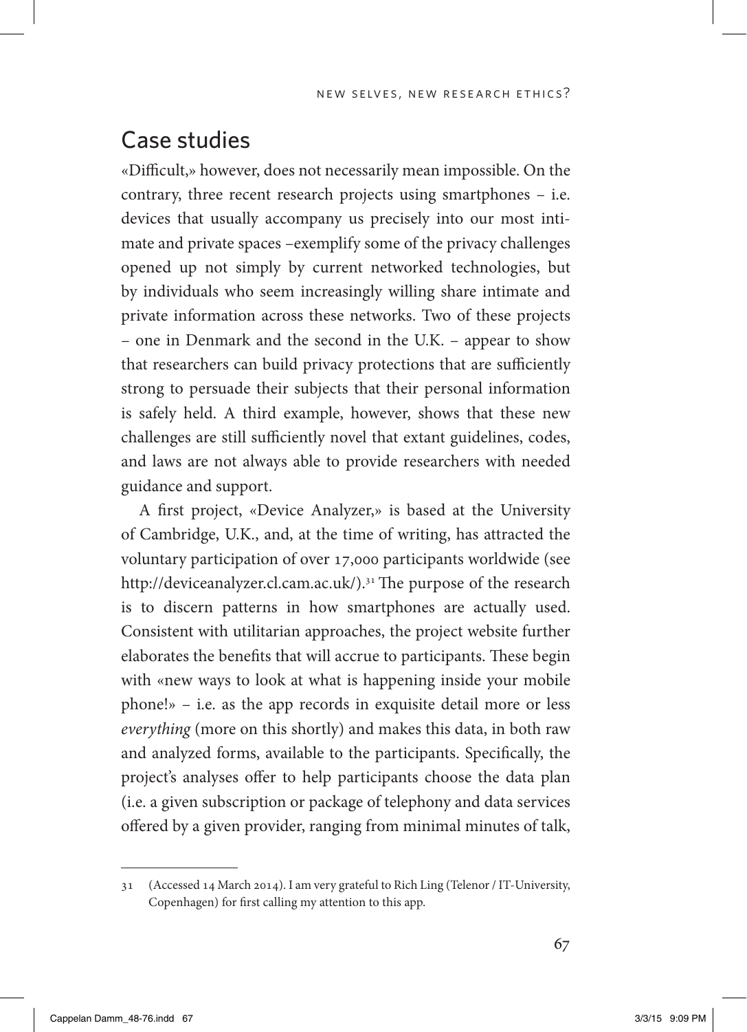## Case studies

«Difficult,» however, does not necessarily mean impossible. On the contrary, three recent research projects using smartphones – i.e. devices that usually accompany us precisely into our most intimate and private spaces –exemplify some of the privacy challenges opened up not simply by current networked technologies, but by individuals who seem increasingly willing share intimate and private information across these networks. Two of these projects – one in Denmark and the second in the U.K. – appear to show that researchers can build privacy protections that are sufficiently strong to persuade their subjects that their personal information is safely held. A third example, however, shows that these new challenges are still sufficiently novel that extant guidelines, codes, and laws are not always able to provide researchers with needed guidance and support.

A first project, «Device Analyzer,» is based at the University of Cambridge, U.K., and, at the time of writing, has attracted the voluntary participation of over 17,000 participants worldwide (see http://deviceanalyzer.cl.cam.ac.uk/).[31] The purpose of the research is to discern patterns in how smartphones are actually used. Consistent with utilitarian approaches, the project website further elaborates the benefits that will accrue to participants. These begin with «new ways to look at what is happening inside your mobile phone!» – i.e. as the app records in exquisite detail more or less *everything* (more on this shortly) and makes this data, in both raw and analyzed forms, available to the participants. Specifically, the project's analyses offer to help participants choose the data plan (i.e. a given subscription or package of telephony and data services offered by a given provider, ranging from minimal minutes of talk,

---

31 (Accessed 14 March 2014). I am very grateful to Rich Ling (Telenor / IT-University, Copenhagen) for first calling my attention to this app.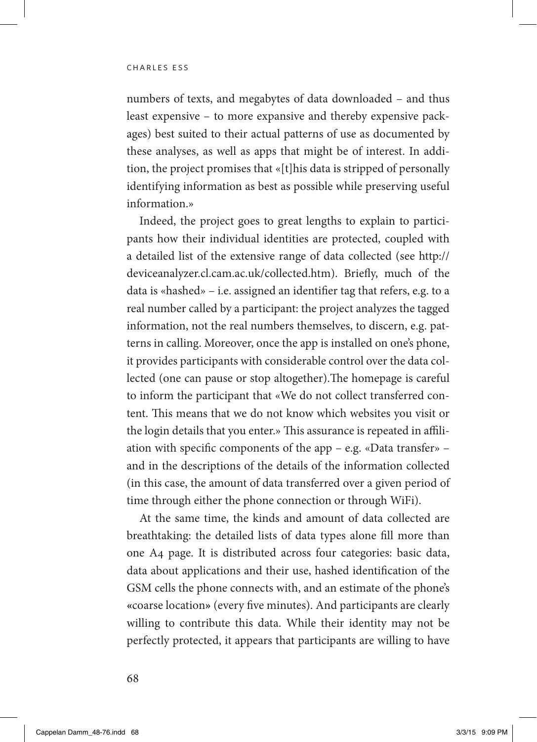numbers of texts, and megabytes of data downloaded – and thus least expensive – to more expansive and thereby expensive packages) best suited to their actual patterns of use as documented by these analyses, as well as apps that might be of interest. In addition, the project promises that «[t]his data is stripped of personally identifying information as best as possible while preserving useful information.»

Indeed, the project goes to great lengths to explain to participants how their individual identities are protected, coupled with a detailed list of the extensive range of data collected (see http://deviceanalyzer.cl.cam.ac.uk/collected.htm). Briefly, much of the data is «hashed» – i.e. assigned an identifier tag that refers, e.g. to a real number called by a participant: the project analyzes the tagged information, not the real numbers themselves, to discern, e.g. patterns in calling. Moreover, once the app is installed on one's phone, it provides participants with considerable control over the data collected (one can pause or stop altogether).The homepage is careful to inform the participant that «We do not collect transferred content. This means that we do not know which websites you visit or the login details that you enter.» This assurance is repeated in affiliation with specific components of the app – e.g. «Data transfer» – and in the descriptions of the details of the information collected (in this case, the amount of data transferred over a given period of time through either the phone connection or through WiFi).

At the same time, the kinds and amount of data collected are breathtaking: the detailed lists of data types alone fill more than one A4 page. It is distributed across four categories: basic data, data about applications and their use, hashed identification of the GSM cells the phone connects with, and an estimate of the phone's «coarse location» (every five minutes). And participants are clearly willing to contribute this data. While their identity may not be perfectly protected, it appears that participants are willing to have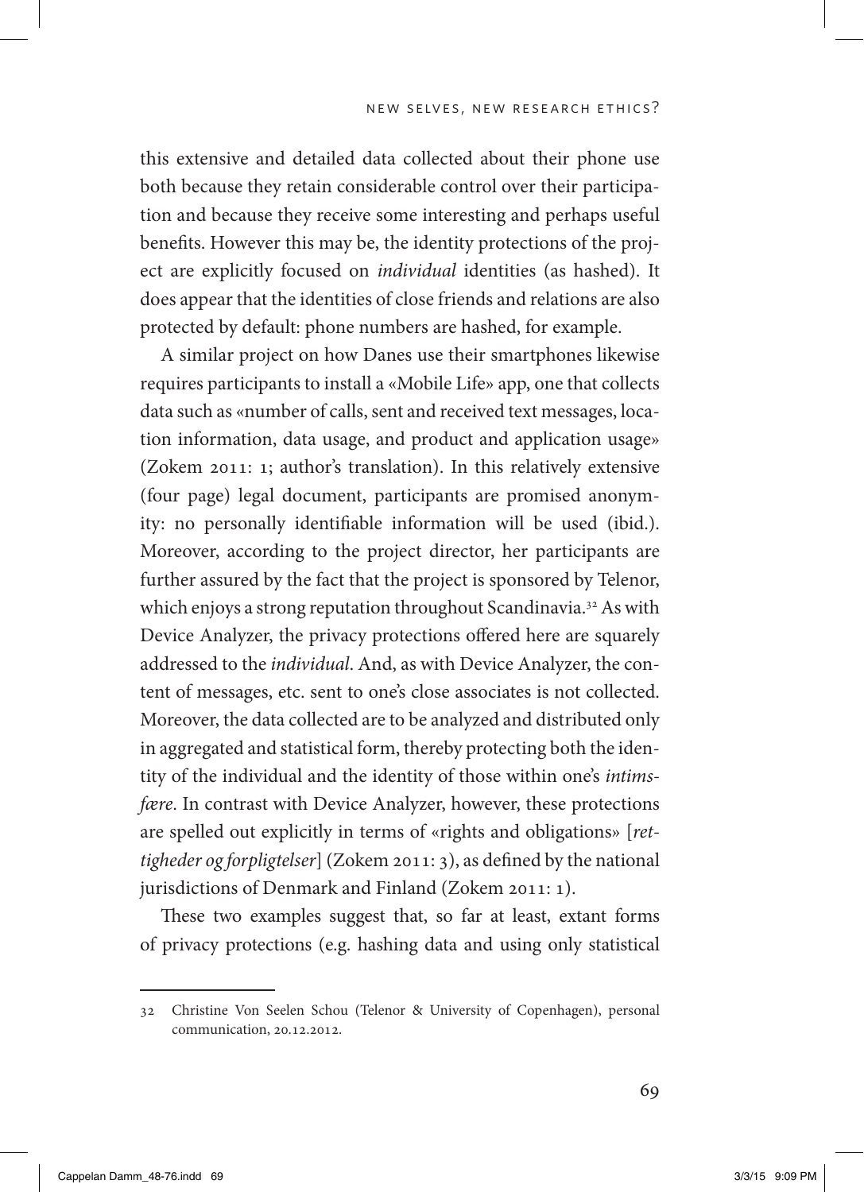this extensive and detailed data collected about their phone use both because they retain considerable control over their participation and because they receive some interesting and perhaps useful benefits. However this may be, the identity protections of the project are explicitly focused on *individual* identities (as hashed). It does appear that the identities of close friends and relations are also protected by default: phone numbers are hashed, for example.

A similar project on how Danes use their smartphones likewise requires participants to install a «Mobile Life» app, one that collects data such as «number of calls, sent and received text messages, location information, data usage, and product and application usage» (Zokem 2011: 1; author's translation). In this relatively extensive (four page) legal document, participants are promised anonymity: no personally identifiable information will be used (ibid.). Moreover, according to the project director, her participants are further assured by the fact that the project is sponsored by Telenor, which enjoys a strong reputation throughout Scandinavia.[32] As with Device Analyzer, the privacy protections offered here are squarely addressed to the *individual*. And, as with Device Analyzer, the content of messages, etc. sent to one's close associates is not collected. Moreover, the data collected are to be analyzed and distributed only in aggregated and statistical form, thereby protecting both the identity of the individual and the identity of those within one's *intimsfære*. In contrast with Device Analyzer, however, these protections are spelled out explicitly in terms of «rights and obligations» [*rettigheder og forpligtelser*] (Zokem 2011: 3), as defined by the national jurisdictions of Denmark and Finland (Zokem 2011: 1).

These two examples suggest that, so far at least, extant forms of privacy protections (e.g. hashing data and using only statistical

---

32 Christine Von Seelen Schou (Telenor & University of Copenhagen), personal communication, 20.12.2012.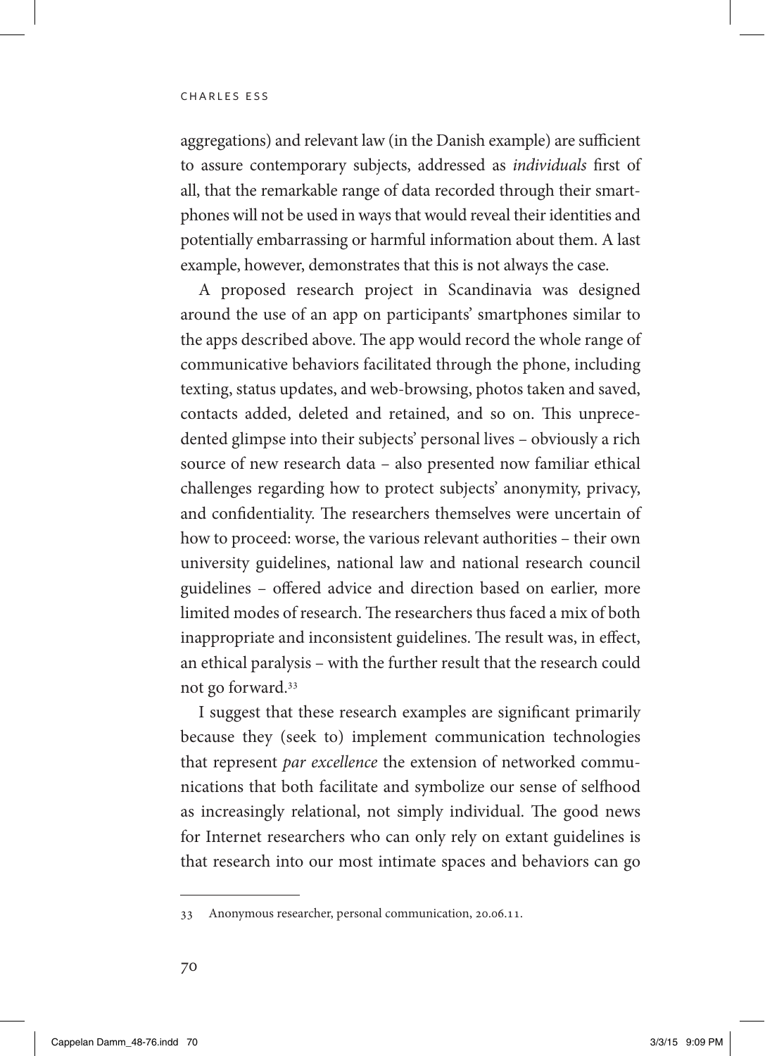aggregations) and relevant law (in the Danish example) are sufficient to assure contemporary subjects, addressed as *individuals* first of all, that the remarkable range of data recorded through their smartphones will not be used in ways that would reveal their identities and potentially embarrassing or harmful information about them. A last example, however, demonstrates that this is not always the case.

A proposed research project in Scandinavia was designed around the use of an app on participants' smartphones similar to the apps described above. The app would record the whole range of communicative behaviors facilitated through the phone, including texting, status updates, and web-browsing, photos taken and saved, contacts added, deleted and retained, and so on. This unprecedented glimpse into their subjects' personal lives – obviously a rich source of new research data – also presented now familiar ethical challenges regarding how to protect subjects' anonymity, privacy, and confidentiality. The researchers themselves were uncertain of how to proceed: worse, the various relevant authorities – their own university guidelines, national law and national research council guidelines – offered advice and direction based on earlier, more limited modes of research. The researchers thus faced a mix of both inappropriate and inconsistent guidelines. The result was, in effect, an ethical paralysis – with the further result that the research could not go forward.[33]

I suggest that these research examples are significant primarily because they (seek to) implement communication technologies that represent *par excellence* the extension of networked communications that both facilitate and symbolize our sense of selfhood as increasingly relational, not simply individual. The good news for Internet researchers who can only rely on extant guidelines is that research into our most intimate spaces and behaviors can go

---

33 Anonymous researcher, personal communication, 20.06.11.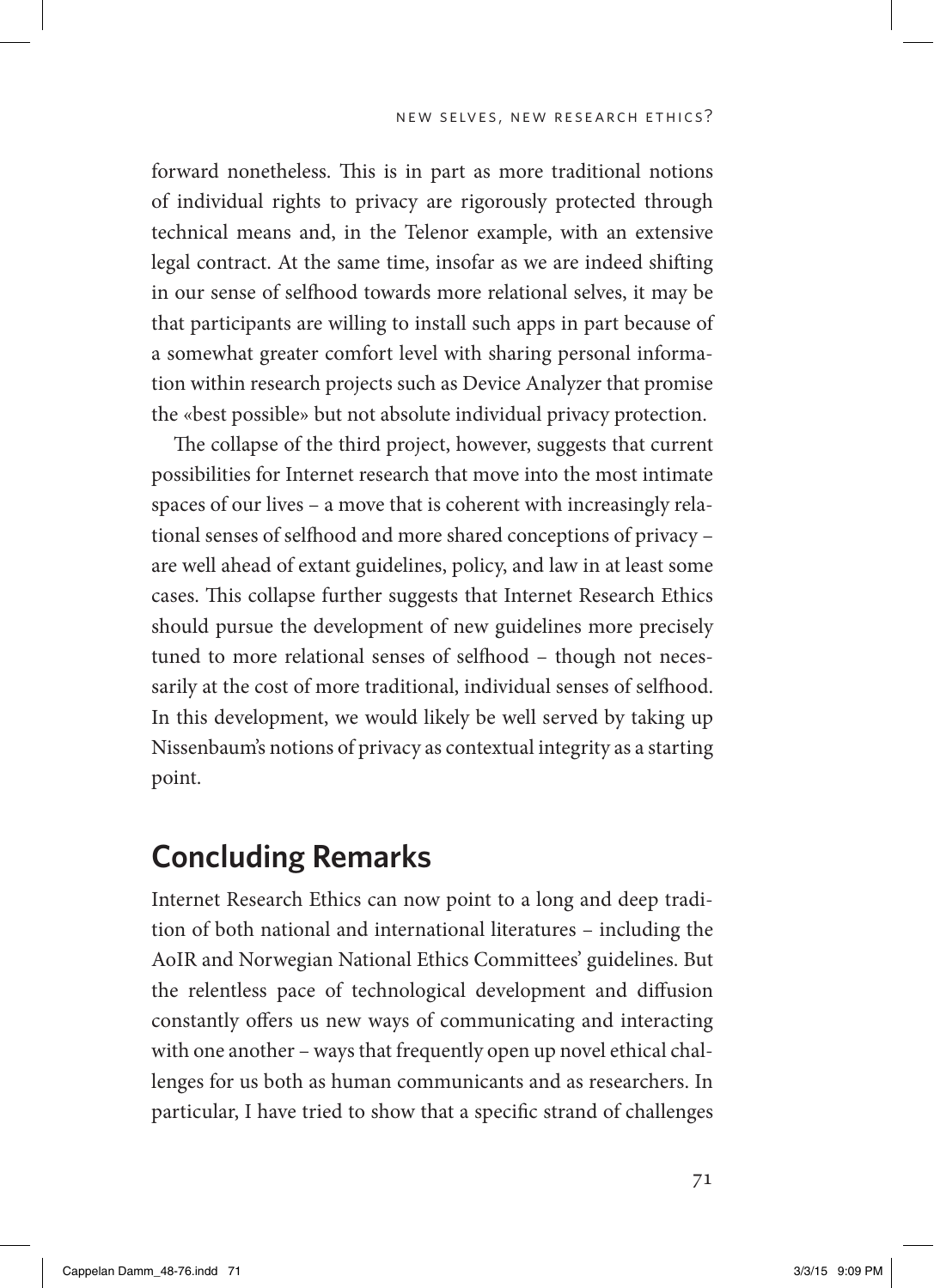forward nonetheless. This is in part as more traditional notions of individual rights to privacy are rigorously protected through technical means and, in the Telenor example, with an extensive legal contract. At the same time, insofar as we are indeed shifting in our sense of selfhood towards more relational selves, it may be that participants are willing to install such apps in part because of a somewhat greater comfort level with sharing personal information within research projects such as Device Analyzer that promise the «best possible» but not absolute individual privacy protection.

The collapse of the third project, however, suggests that current possibilities for Internet research that move into the most intimate spaces of our lives – a move that is coherent with increasingly relational senses of selfhood and more shared conceptions of privacy – are well ahead of extant guidelines, policy, and law in at least some cases. This collapse further suggests that Internet Research Ethics should pursue the development of new guidelines more precisely tuned to more relational senses of selfhood – though not necessarily at the cost of more traditional, individual senses of selfhood. In this development, we would likely be well served by taking up Nissenbaum's notions of privacy as contextual integrity as a starting point.

## Concluding Remarks

Internet Research Ethics can now point to a long and deep tradition of both national and international literatures – including the AoIR and Norwegian National Ethics Committees' guidelines. But the relentless pace of technological development and diffusion constantly offers us new ways of communicating and interacting with one another – ways that frequently open up novel ethical challenges for us both as human communicants and as researchers. In particular, I have tried to show that a specific strand of challenges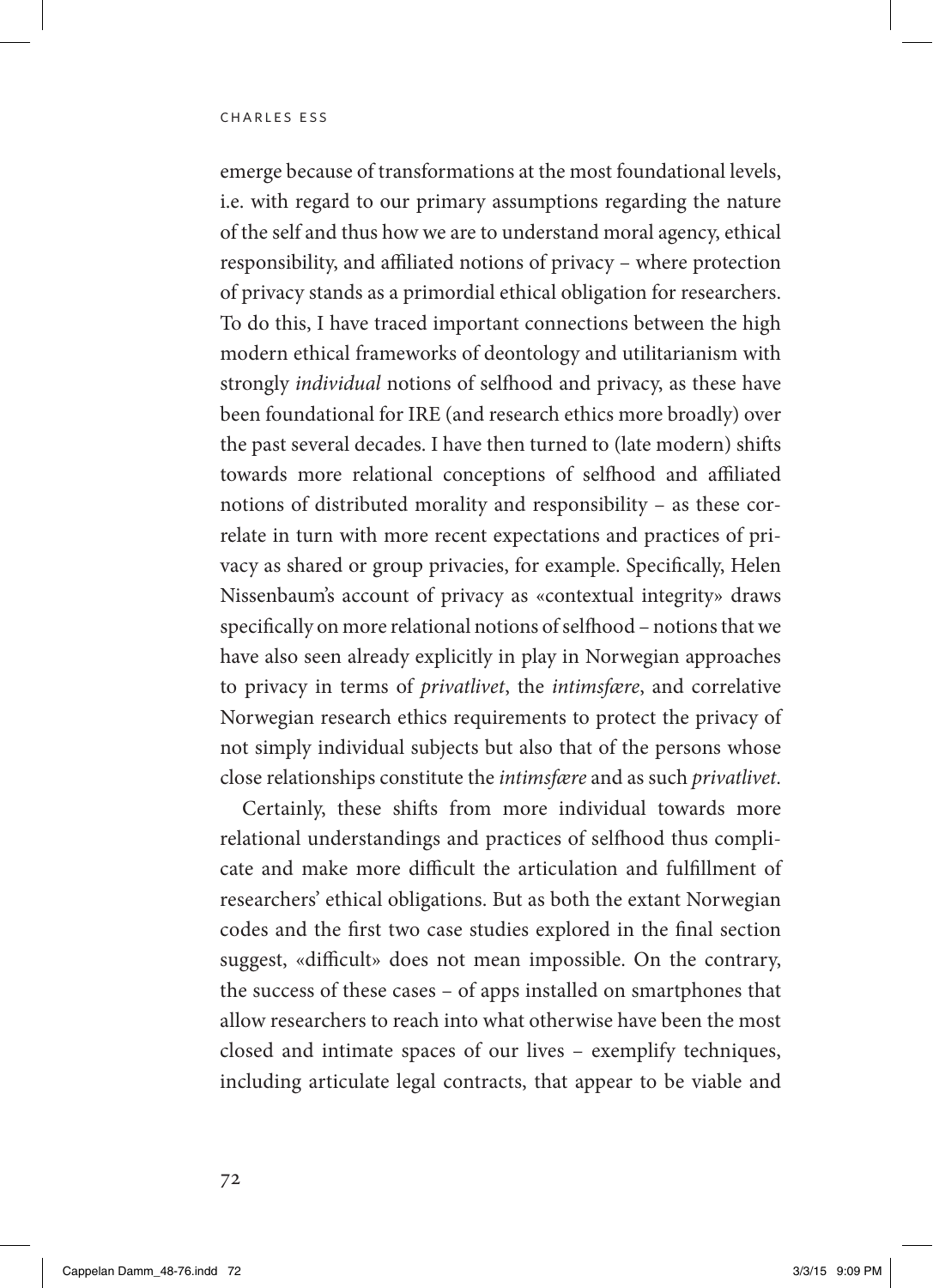emerge because of transformations at the most foundational levels, i.e. with regard to our primary assumptions regarding the nature of the self and thus how we are to understand moral agency, ethical responsibility, and affiliated notions of privacy – where protection of privacy stands as a primordial ethical obligation for researchers. To do this, I have traced important connections between the high modern ethical frameworks of deontology and utilitarianism with strongly *individual* notions of selfhood and privacy, as these have been foundational for IRE (and research ethics more broadly) over the past several decades. I have then turned to (late modern) shifts towards more relational conceptions of selfhood and affiliated notions of distributed morality and responsibility – as these correlate in turn with more recent expectations and practices of privacy as shared or group privacies, for example. Specifically, Helen Nissenbaum's account of privacy as «contextual integrity» draws specifically on more relational notions of selfhood – notions that we have also seen already explicitly in play in Norwegian approaches to privacy in terms of *privatlivet*, the *intimsfære*, and correlative Norwegian research ethics requirements to protect the privacy of not simply individual subjects but also that of the persons whose close relationships constitute the *intimsfære* and as such *privatlivet*.

Certainly, these shifts from more individual towards more relational understandings and practices of selfhood thus complicate and make more difficult the articulation and fulfillment of researchers' ethical obligations. But as both the extant Norwegian codes and the first two case studies explored in the final section suggest, «difficult» does not mean impossible. On the contrary, the success of these cases – of apps installed on smartphones that allow researchers to reach into what otherwise have been the most closed and intimate spaces of our lives – exemplify techniques, including articulate legal contracts, that appear to be viable and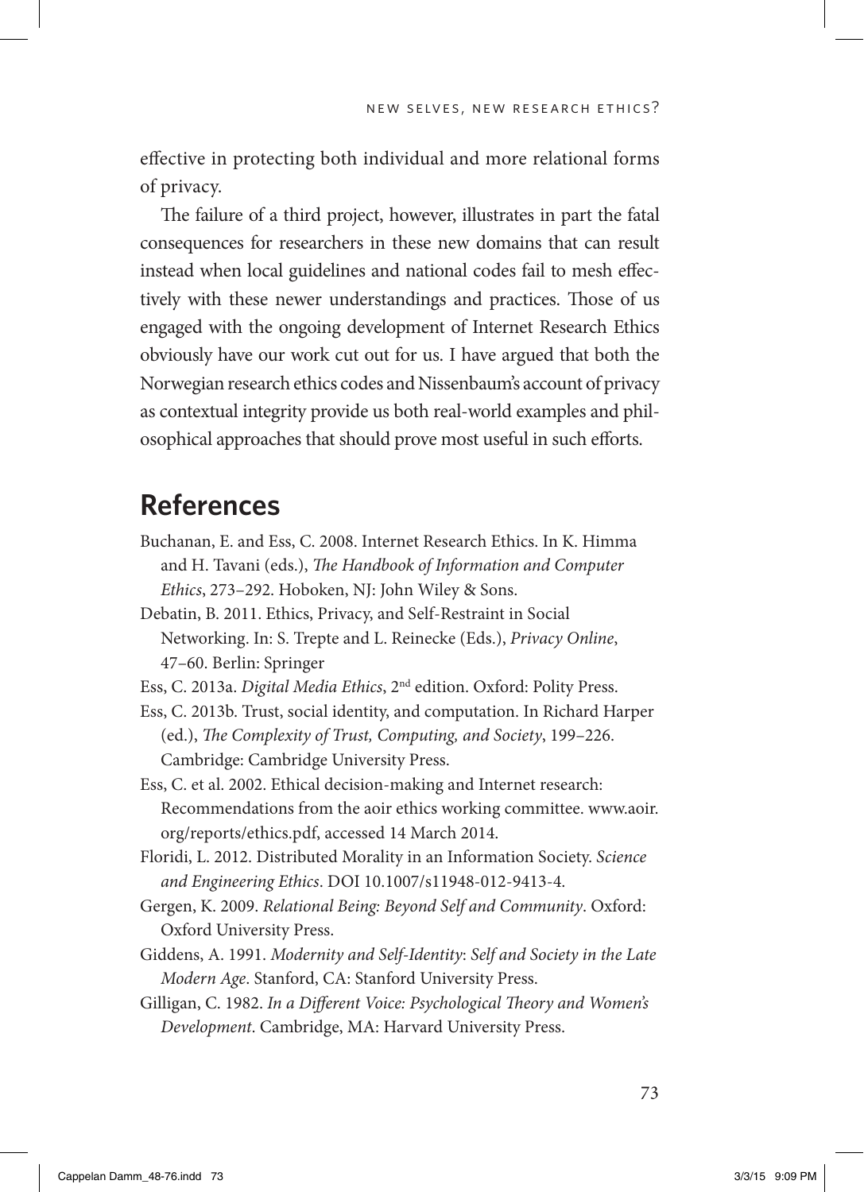effective in protecting both individual and more relational forms of privacy.

The failure of a third project, however, illustrates in part the fatal consequences for researchers in these new domains that can result instead when local guidelines and national codes fail to mesh effectively with these newer understandings and practices. Those of us engaged with the ongoing development of Internet Research Ethics obviously have our work cut out for us. I have argued that both the Norwegian research ethics codes and Nissenbaum's account of privacy as contextual integrity provide us both real-world examples and philosophical approaches that should prove most useful in such efforts.

## References

Buchanan, E. and Ess, C. 2008. Internet Research Ethics. In K. Himma and H. Tavani (eds.), *The Handbook of Information and Computer Ethics*, 273–292. Hoboken, NJ: John Wiley & Sons.

Debatin, B. 2011. Ethics, Privacy, and Self-Restraint in Social Networking. In: S. Trepte and L. Reinecke (Eds.), *Privacy Online*, 47–60. Berlin: Springer

Ess, C. 2013a. *Digital Media Ethics*, 2nd edition. Oxford: Polity Press.

Ess, C. 2013b. Trust, social identity, and computation. In Richard Harper (ed.), *The Complexity of Trust, Computing, and Society*, 199–226. Cambridge: Cambridge University Press.

Ess, C. et al. 2002. Ethical decision-making and Internet research: Recommendations from the aoir ethics working committee. www.aoir.org/reports/ethics.pdf, accessed 14 March 2014.

Floridi, L. 2012. Distributed Morality in an Information Society. *Science and Engineering Ethics*. DOI 10.1007/s11948-012-9413-4.

Gergen, K. 2009. *Relational Being: Beyond Self and Community*. Oxford: Oxford University Press.

Giddens, A. 1991. *Modernity and Self-Identity*: *Self and Society in the Late Modern Age*. Stanford, CA: Stanford University Press.

Gilligan, C. 1982. *In a Different Voice: Psychological Theory and Women's Development*. Cambridge, MA: Harvard University Press.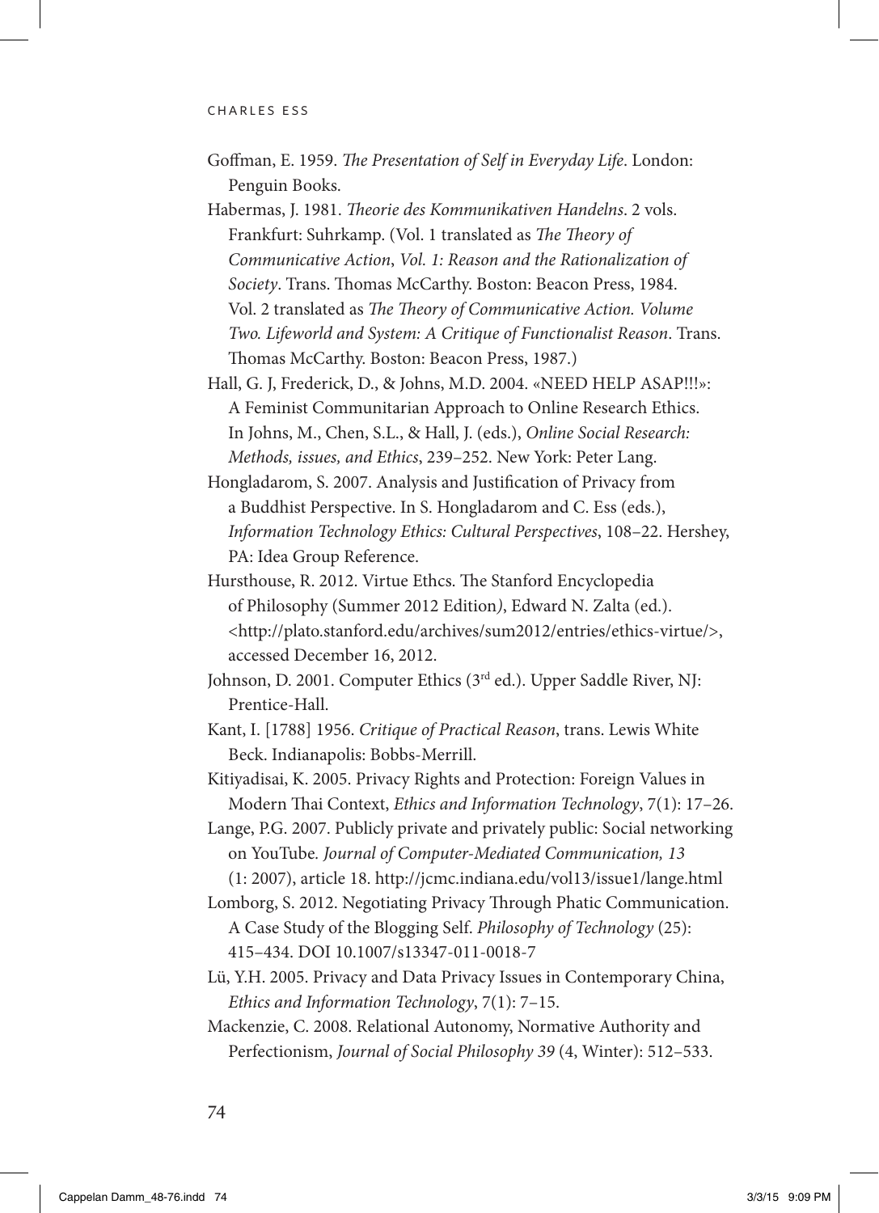Goffman, E. 1959. *The Presentation of Self in Everyday Life*. London: Penguin Books.

Habermas, J. 1981. *Theorie des Kommunikativen Handelns*. 2 vols. Frankfurt: Suhrkamp. (Vol. 1 translated as *The Theory of Communicative Action*, *Vol. 1: Reason and the Rationalization of Society*. Trans. Thomas McCarthy. Boston: Beacon Press, 1984. Vol. 2 translated as *The Theory of Communicative Action. Volume Two. Lifeworld and System: A Critique of Functionalist Reason*. Trans. Thomas McCarthy. Boston: Beacon Press, 1987.)

Hall, G. J, Frederick, D., & Johns, M.D. 2004. «NEED HELP ASAP!!!»: A Feminist Communitarian Approach to Online Research Ethics. In Johns, M., Chen, S.L., & Hall, J. (eds.), *Online Social Research: Methods, issues, and Ethics*, 239–252. New York: Peter Lang.

Hongladarom, S. 2007. Analysis and Justification of Privacy from a Buddhist Perspective. In S. Hongladarom and C. Ess (eds.), *Information Technology Ethics: Cultural Perspectives*, 108–22. Hershey, PA: Idea Group Reference.

Hursthouse, R. 2012. Virtue Ethcs. The Stanford Encyclopedia of Philosophy (Summer 2012 Edition), Edward N. Zalta (ed.). <http://plato.stanford.edu/archives/sum2012/entries/ethics-virtue/>, accessed December 16, 2012.

Johnson, D. 2001. Computer Ethics (3rd ed.). Upper Saddle River, NJ: Prentice-Hall.

Kant, I. [1788] 1956. *Critique of Practical Reason*, trans. Lewis White Beck. Indianapolis: Bobbs-Merrill.

Kitiyadisai, K. 2005. Privacy Rights and Protection: Foreign Values in Modern Thai Context, *Ethics and Information Technology*, 7(1): 17–26.

Lange, P.G. 2007. Publicly private and privately public: Social networking on YouTube. *Journal of Computer-Mediated Communication, 13* (1: 2007), article 18. http://jcmc.indiana.edu/vol13/issue1/lange.html

Lomborg, S. 2012. Negotiating Privacy Through Phatic Communication. A Case Study of the Blogging Self. *Philosophy of Technology* (25): 415–434. DOI 10.1007/s13347-011-0018-7

Lü, Y.H. 2005. Privacy and Data Privacy Issues in Contemporary China, *Ethics and Information Technology*, 7(1): 7–15.

Mackenzie, C. 2008. Relational Autonomy, Normative Authority and Perfectionism, *Journal of Social Philosophy 39* (4, Winter): 512–533.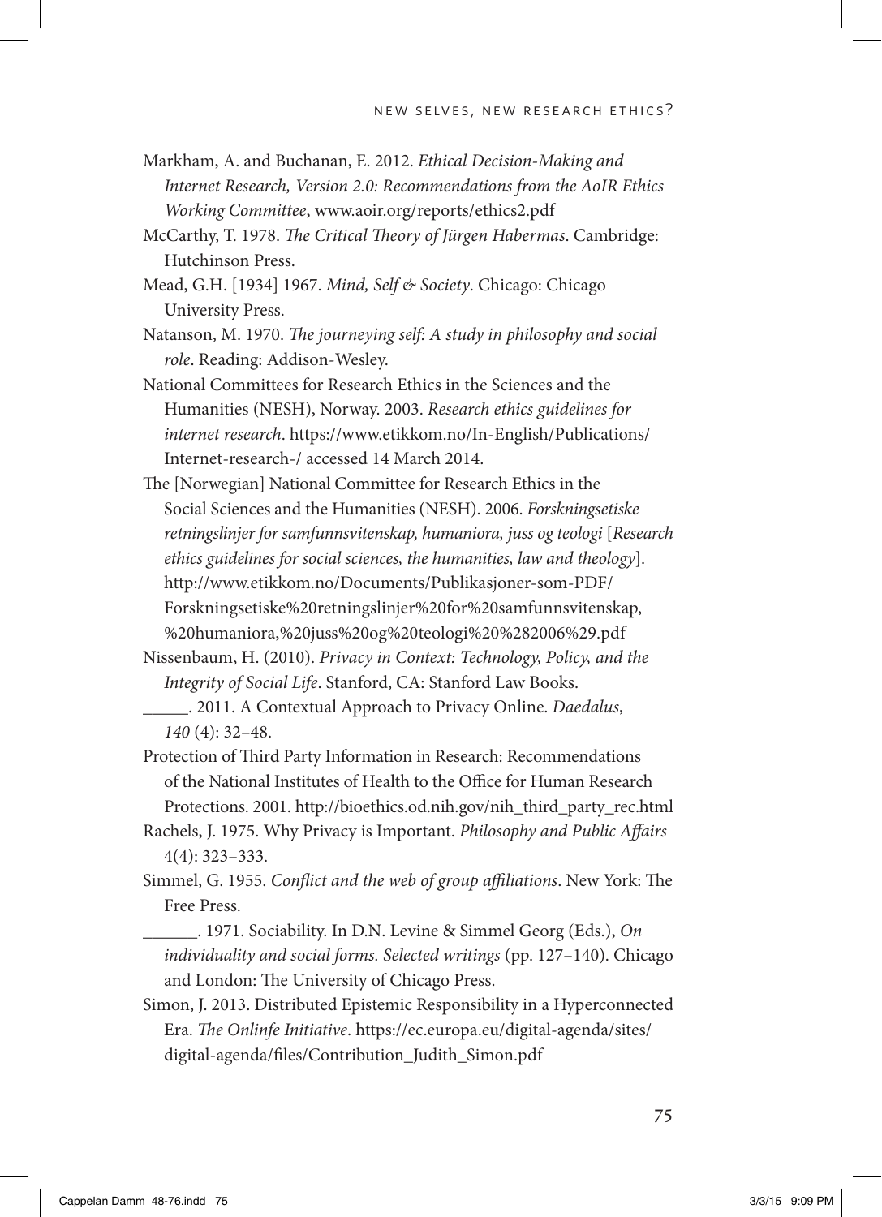Markham, A. and Buchanan, E. 2012. *Ethical Decision-Making and Internet Research, Version 2.0: Recommendations from the AoIR Ethics Working Committee*, www.aoir.org/reports/ethics2.pdf

McCarthy, T. 1978. *The Critical Theory of Jürgen Habermas*. Cambridge: Hutchinson Press.

Mead, G.H. [1934] 1967. *Mind, Self & Society*. Chicago: Chicago University Press.

Natanson, M. 1970. *The journeying self: A study in philosophy and social role*. Reading: Addison-Wesley.

National Committees for Research Ethics in the Sciences and the Humanities (NESH), Norway. 2003. *Research ethics guidelines for internet research*. https://www.etikkom.no/In-English/Publications/Internet-research-/ accessed 14 March 2014.

The [Norwegian] National Committee for Research Ethics in the Social Sciences and the Humanities (NESH). 2006. *Forskningsetiske retningslinjer for samfunnsvitenskap, humaniora, juss og teologi* [*Research ethics guidelines for social sciences, the humanities, law and theology*]. http://www.etikkom.no/Documents/Publikasjoner-som-PDF/Forskningsetiske%20retningslinjer%20for%20samfunnsvitenskap,%20humaniora,%20juss%20og%20teologi%20%282006%29.pdf

Nissenbaum, H. (2010). *Privacy in Context: Technology, Policy, and the Integrity of Social Life*. Stanford, CA: Stanford Law Books.

_____. 2011. A Contextual Approach to Privacy Online. *Daedalus*, *140* (4): 32–48.

Protection of Third Party Information in Research: Recommendations of the National Institutes of Health to the Office for Human Research Protections. 2001. http://bioethics.od.nih.gov/nih_third_party_rec.html

Rachels, J. 1975. Why Privacy is Important. *Philosophy and Public Affairs* 4(4): 323–333.

Simmel, G. 1955. *Conflict and the web of group affiliations*. New York: The Free Press.

______. 1971. Sociability. In D.N. Levine & Simmel Georg (Eds.), *On individuality and social forms. Selected writings* (pp. 127–140). Chicago and London: The University of Chicago Press.

Simon, J. 2013. Distributed Epistemic Responsibility in a Hyperconnected Era. *The Onlinfe Initiative*. https://ec.europa.eu/digital-agenda/sites/digital-agenda/files/Contribution_Judith_Simon.pdf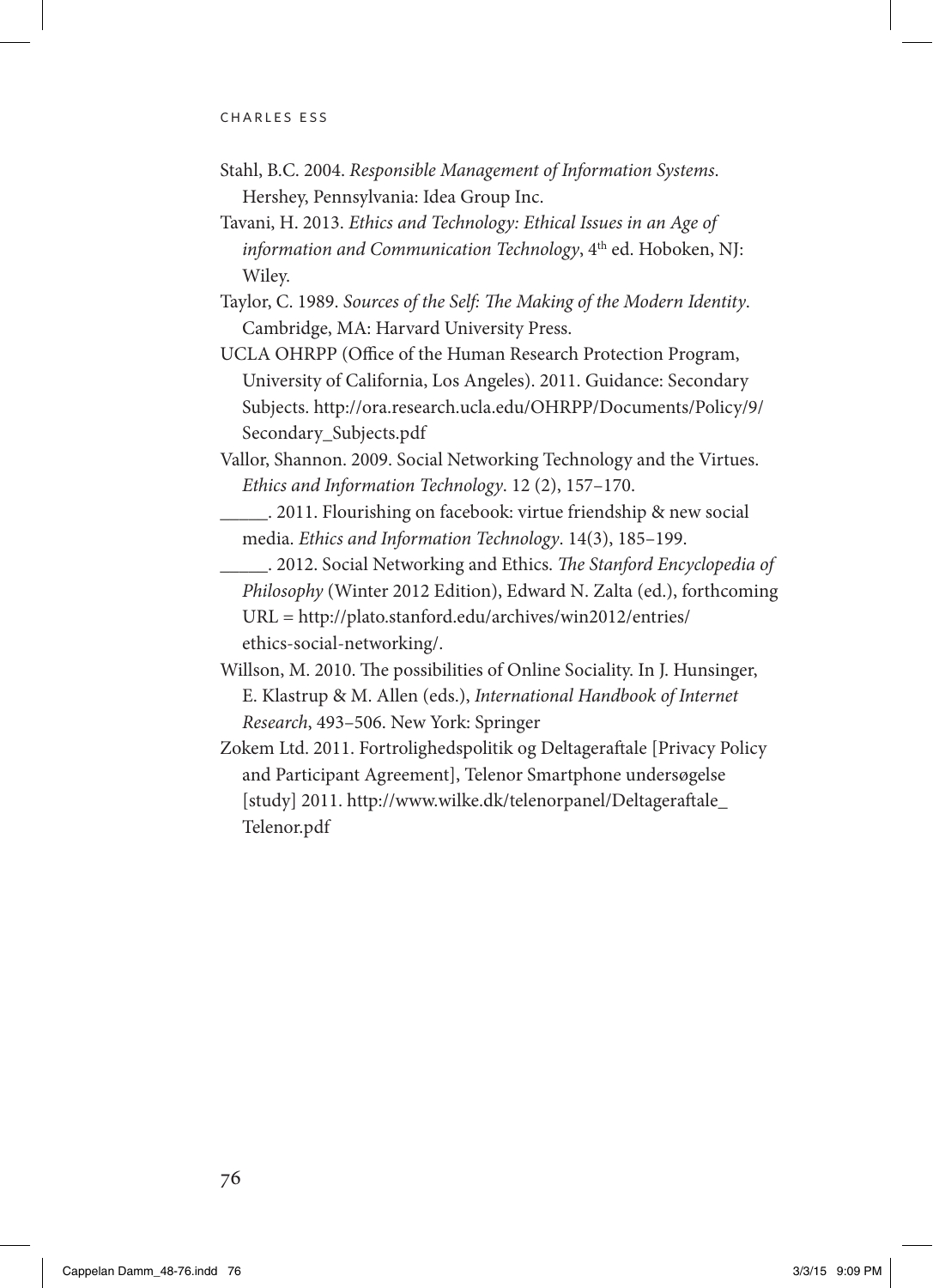Stahl, B.C. 2004. *Responsible Management of Information Systems*. Hershey, Pennsylvania: Idea Group Inc.

Tavani, H. 2013. *Ethics and Technology: Ethical Issues in an Age of information and Communication Technology*, 4th ed. Hoboken, NJ: Wiley.

Taylor, C. 1989. *Sources of the Self: The Making of the Modern Identity*. Cambridge, MA: Harvard University Press.

UCLA OHRPP (Office of the Human Research Protection Program, University of California, Los Angeles). 2011. Guidance: Secondary Subjects. http://ora.research.ucla.edu/OHRPP/Documents/Policy/9/Secondary_Subjects.pdf

Vallor, Shannon. 2009. Social Networking Technology and the Virtues. *Ethics and Information Technology*. 12 (2), 157–170.

_____. 2011. Flourishing on facebook: virtue friendship & new social media. *Ethics and Information Technology*. 14(3), 185–199.

_____. 2012. Social Networking and Ethics. *The Stanford Encyclopedia of Philosophy* (Winter 2012 Edition), Edward N. Zalta (ed.), forthcoming URL = http://plato.stanford.edu/archives/win2012/entries/ethics-social-networking/.

Willson, M. 2010. The possibilities of Online Sociality. In J. Hunsinger, E. Klastrup & M. Allen (eds.), *International Handbook of Internet Research*, 493–506. New York: Springer

Zokem Ltd. 2011. Fortrolighedspolitik og Deltageraftale [Privacy Policy and Participant Agreement], Telenor Smartphone undersøgelse [study] 2011. http://www.wilke.dk/telenorpanel/Deltageraftale_Telenor.pdf